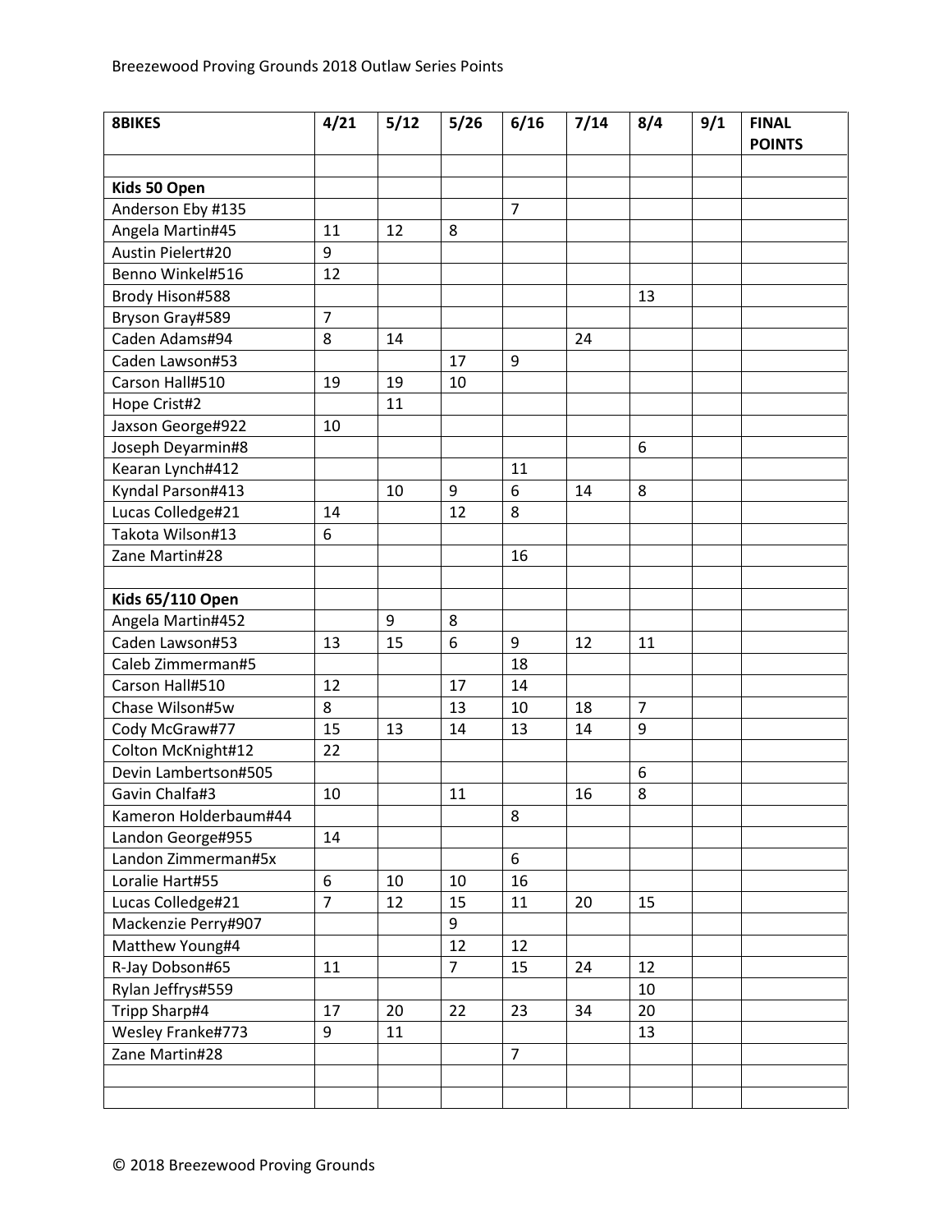Breezewood Proving Grounds 2018 Outlaw Series Points

| 8BIKES | 4/21 | 5/12 | 5/26 | 6/16 | 7/14 | 8/4 | 9/1 | FINAL POINTS |
|---|---|---|---|---|---|---|---|---|
| | | | | | | | | |
| **Kids 50 Open** | | | | | | | | |
| Anderson Eby #135 | | | | 7 | | | | |
| Angela Martin#45 | 11 | 12 | 8 | | | | | |
| Austin Pielert#20 | 9 | | | | | | | |
| Benno Winkel#516 | 12 | | | | | | | |
| Brody Hison#588 | | | | | | 13 | | |
| Bryson Gray#589 | 7 | | | | | | | |
| Caden Adams#94 | 8 | 14 | | | 24 | | | |
| Caden Lawson#53 | | | 17 | 9 | | | | |
| Carson Hall#510 | 19 | 19 | 10 | | | | | |
| Hope Crist#2 | | 11 | | | | | | |
| Jaxson George#922 | 10 | | | | | | | |
| Joseph Deyarmin#8 | | | | | | 6 | | |
| Kearan Lynch#412 | | | | 11 | | | | |
| Kyndal Parson#413 | | 10 | 9 | 6 | 14 | 8 | | |
| Lucas Colledge#21 | 14 | | 12 | 8 | | | | |
| Takota Wilson#13 | 6 | | | | | | | |
| Zane Martin#28 | | | | 16 | | | | |
| | | | | | | | | |
| **Kids 65/110 Open** | | | | | | | | |
| Angela Martin#452 | | 9 | 8 | | | | | |
| Caden Lawson#53 | 13 | 15 | 6 | 9 | 12 | 11 | | |
| Caleb Zimmerman#5 | | | | 18 | | | | |
| Carson Hall#510 | 12 | | 17 | 14 | | | | |
| Chase Wilson#5w | 8 | | 13 | 10 | 18 | 7 | | |
| Cody McGraw#77 | 15 | 13 | 14 | 13 | 14 | 9 | | |
| Colton McKnight#12 | 22 | | | | | | | |
| Devin Lambertson#505 | | | | | | 6 | | |
| Gavin Chalfa#3 | 10 | | 11 | | 16 | 8 | | |
| Kameron Holderbaum#44 | | | | 8 | | | | |
| Landon George#955 | 14 | | | | | | | |
| Landon Zimmerman#5x | | | | 6 | | | | |
| Loralie Hart#55 | 6 | 10 | 10 | 16 | | | | |
| Lucas Colledge#21 | 7 | 12 | 15 | 11 | 20 | 15 | | |
| Mackenzie Perry#907 | | | 9 | | | | | |
| Matthew Young#4 | | | 12 | 12 | | | | |
| R-Jay Dobson#65 | 11 | | 7 | 15 | 24 | 12 | | |
| Rylan Jeffrys#559 | | | | | | 10 | | |
| Tripp Sharp#4 | 17 | 20 | 22 | 23 | 34 | 20 | | |
| Wesley Franke#773 | 9 | 11 | | | | 13 | | |
| Zane Martin#28 | | | | 7 | | | | |
| | | | | | | | | |
| | | | | | | | | |

© 2018 Breezewood Proving Grounds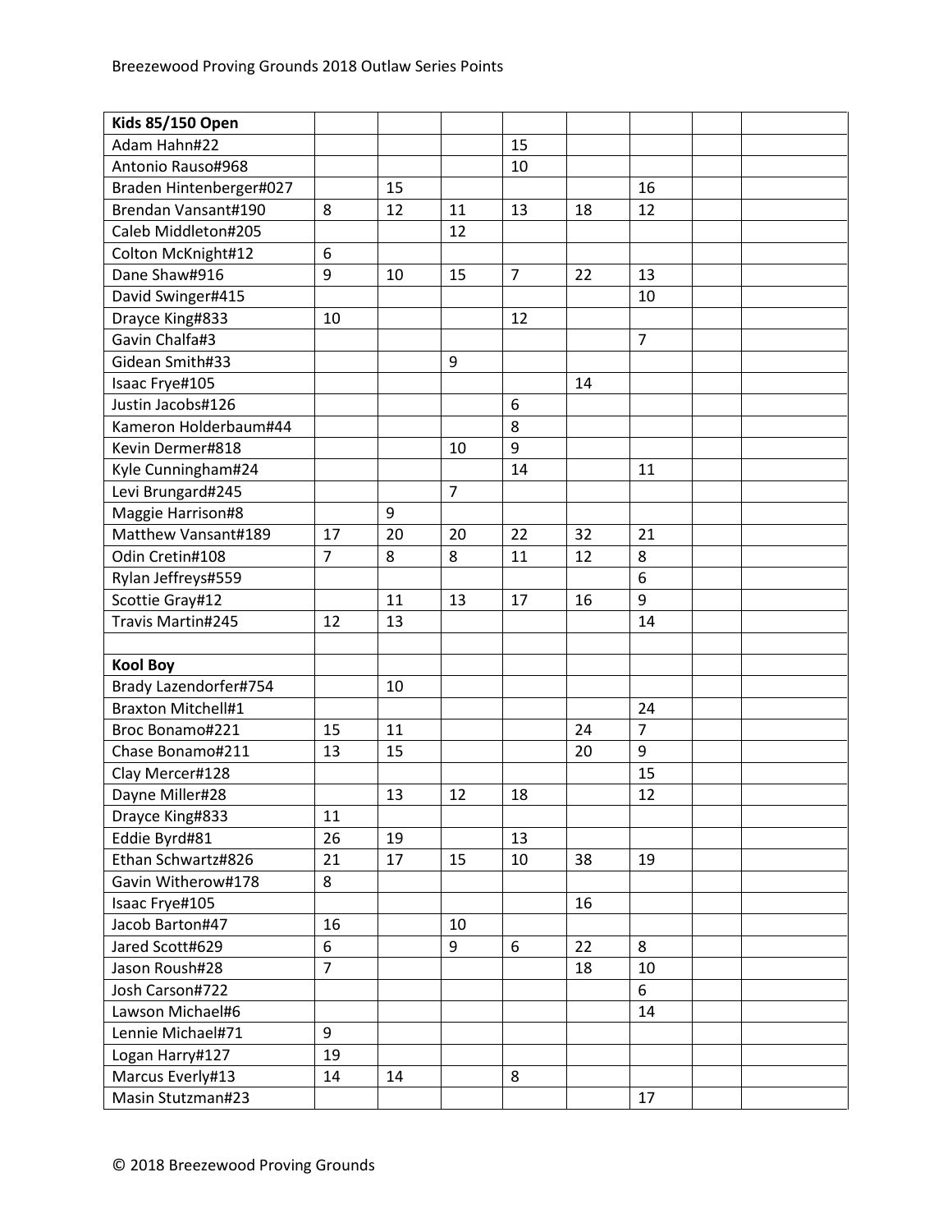| Kids 85/150 Open | | | | | | | | |
|---|---|---|---|---|---|---|---|---|
| Adam Hahn#22 | | | | 15 | | | | |
| Antonio Rauso#968 | | | | 10 | | | | |
| Braden Hintenberger#027 | | 15 | | | | 16 | | |
| Brendan Vansant#190 | 8 | 12 | 11 | 13 | 18 | 12 | | |
| Caleb Middleton#205 | | | 12 | | | | | |
| Colton McKnight#12 | 6 | | | | | | | |
| Dane Shaw#916 | 9 | 10 | 15 | 7 | 22 | 13 | | |
| David Swinger#415 | | | | | | 10 | | |
| Drayce King#833 | 10 | | | 12 | | | | |
| Gavin Chalfa#3 | | | | | | 7 | | |
| Gidean Smith#33 | | | 9 | | | | | |
| Isaac Frye#105 | | | | | 14 | | | |
| Justin Jacobs#126 | | | | 6 | | | | |
| Kameron Holderbaum#44 | | | | 8 | | | | |
| Kevin Dermer#818 | | | 10 | 9 | | | | |
| Kyle Cunningham#24 | | | | 14 | | 11 | | |
| Levi Brungard#245 | | | 7 | | | | | |
| Maggie Harrison#8 | | 9 | | | | | | |
| Matthew Vansant#189 | 17 | 20 | 20 | 22 | 32 | 21 | | |
| Odin Cretin#108 | 7 | 8 | 8 | 11 | 12 | 8 | | |
| Rylan Jeffreys#559 | | | | | | 6 | | |
| Scottie Gray#12 | | 11 | 13 | 17 | 16 | 9 | | |
| Travis Martin#245 | 12 | 13 | | | | 14 | | |
| | | | | | | | | |
| **Kool Boy** | | | | | | | | |
| Brady Lazendorfer#754 | | 10 | | | | | | |
| Braxton Mitchell#1 | | | | | | 24 | | |
| Broc Bonamo#221 | 15 | 11 | | | 24 | 7 | | |
| Chase Bonamo#211 | 13 | 15 | | | 20 | 9 | | |
| Clay Mercer#128 | | | | | | 15 | | |
| Dayne Miller#28 | | 13 | 12 | 18 | | 12 | | |
| Drayce King#833 | 11 | | | | | | | |
| Eddie Byrd#81 | 26 | 19 | | 13 | | | | |
| Ethan Schwartz#826 | 21 | 17 | 15 | 10 | 38 | 19 | | |
| Gavin Witherow#178 | 8 | | | | | | | |
| Isaac Frye#105 | | | | | 16 | | | |
| Jacob Barton#47 | 16 | | 10 | | | | | |
| Jared Scott#629 | 6 | | 9 | 6 | 22 | 8 | | |
| Jason Roush#28 | 7 | | | | 18 | 10 | | |
| Josh Carson#722 | | | | | | 6 | | |
| Lawson Michael#6 | | | | | | 14 | | |
| Lennie Michael#71 | 9 | | | | | | | |
| Logan Harry#127 | 19 | | | | | | | |
| Marcus Everly#13 | 14 | 14 | | 8 | | | | |
| Masin Stutzman#23 | | | | | | 17 | | |

© 2018 Breezewood Proving Grounds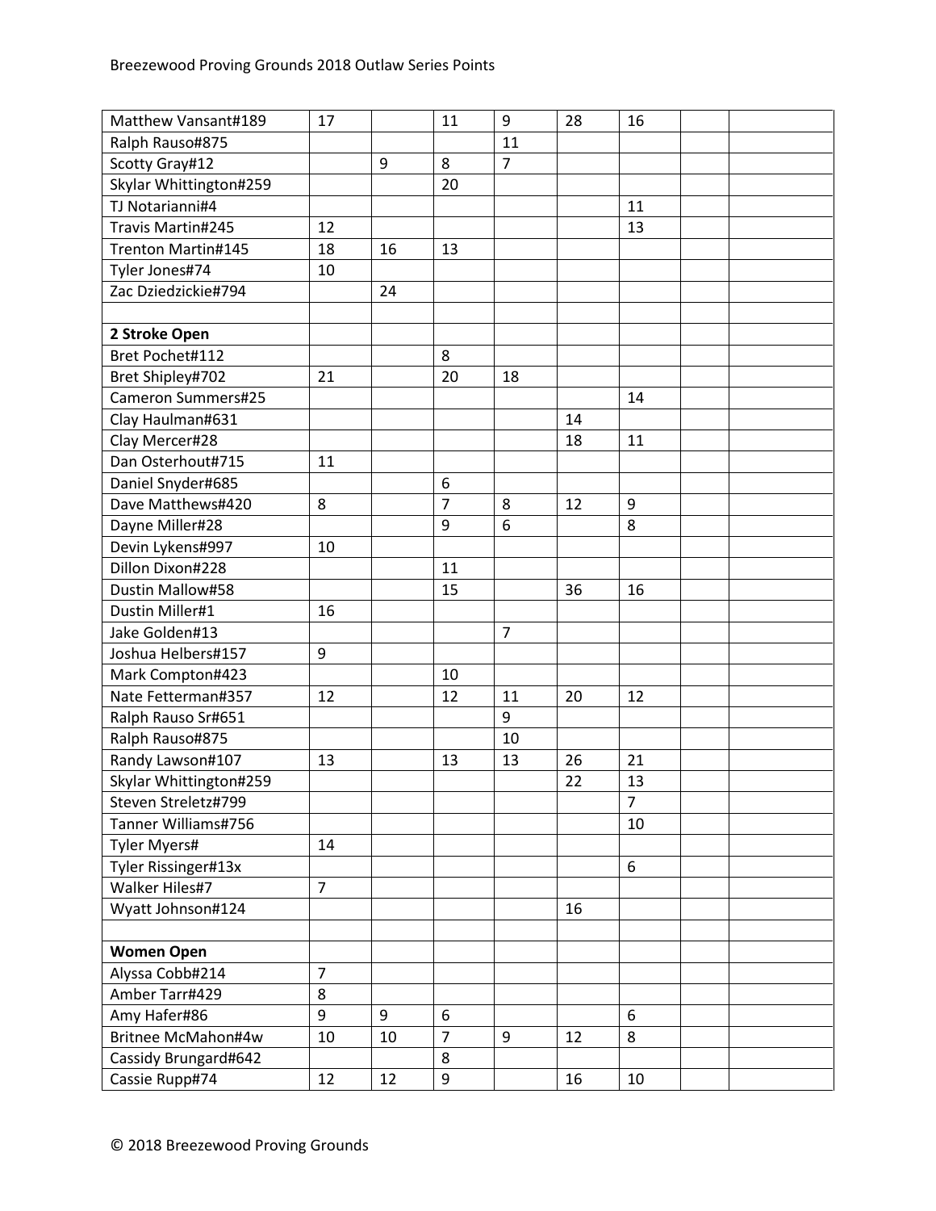| | | | | | | | | |
|---|---|---|---|---|---|---|---|---|
| Matthew Vansant#189 | 17 | | 11 | 9 | 28 | 16 | | |
| Ralph Rauso#875 | | | | 11 | | | | |
| Scotty Gray#12 | | 9 | 8 | 7 | | | | |
| Skylar Whittington#259 | | | 20 | | | | | |
| TJ Notarianni#4 | | | | | | 11 | | |
| Travis Martin#245 | 12 | | | | | 13 | | |
| Trenton Martin#145 | 18 | 16 | 13 | | | | | |
| Tyler Jones#74 | 10 | | | | | | | |
| Zac Dziedzickie#794 | | 24 | | | | | | |
| | | | | | | | | |
| **2 Stroke Open** | | | | | | | | |
| Bret Pochet#112 | | | 8 | | | | | |
| Bret Shipley#702 | 21 | | 20 | 18 | | | | |
| Cameron Summers#25 | | | | | | 14 | | |
| Clay Haulman#631 | | | | | 14 | | | |
| Clay Mercer#28 | | | | | 18 | 11 | | |
| Dan Osterhout#715 | 11 | | | | | | | |
| Daniel Snyder#685 | | | 6 | | | | | |
| Dave Matthews#420 | 8 | | 7 | 8 | 12 | 9 | | |
| Dayne Miller#28 | | | 9 | 6 | | 8 | | |
| Devin Lykens#997 | 10 | | | | | | | |
| Dillon Dixon#228 | | | 11 | | | | | |
| Dustin Mallow#58 | | | 15 | | 36 | 16 | | |
| Dustin Miller#1 | 16 | | | | | | | |
| Jake Golden#13 | | | | 7 | | | | |
| Joshua Helbers#157 | 9 | | | | | | | |
| Mark Compton#423 | | | 10 | | | | | |
| Nate Fetterman#357 | 12 | | 12 | 11 | 20 | 12 | | |
| Ralph Rauso Sr#651 | | | | 9 | | | | |
| Ralph Rauso#875 | | | | 10 | | | | |
| Randy Lawson#107 | 13 | | 13 | 13 | 26 | 21 | | |
| Skylar Whittington#259 | | | | | 22 | 13 | | |
| Steven Streletz#799 | | | | | | 7 | | |
| Tanner Williams#756 | | | | | | 10 | | |
| Tyler Myers# | 14 | | | | | | | |
| Tyler Rissinger#13x | | | | | | 6 | | |
| Walker Hiles#7 | 7 | | | | | | | |
| Wyatt Johnson#124 | | | | | 16 | | | |
| | | | | | | | | |
| **Women Open** | | | | | | | | |
| Alyssa Cobb#214 | 7 | | | | | | | |
| Amber Tarr#429 | 8 | | | | | | | |
| Amy Hafer#86 | 9 | 9 | 6 | | | 6 | | |
| Britnee McMahon#4w | 10 | 10 | 7 | 9 | 12 | 8 | | |
| Cassidy Brungard#642 | | | 8 | | | | | |
| Cassie Rupp#74 | 12 | 12 | 9 | | 16 | 10 | | |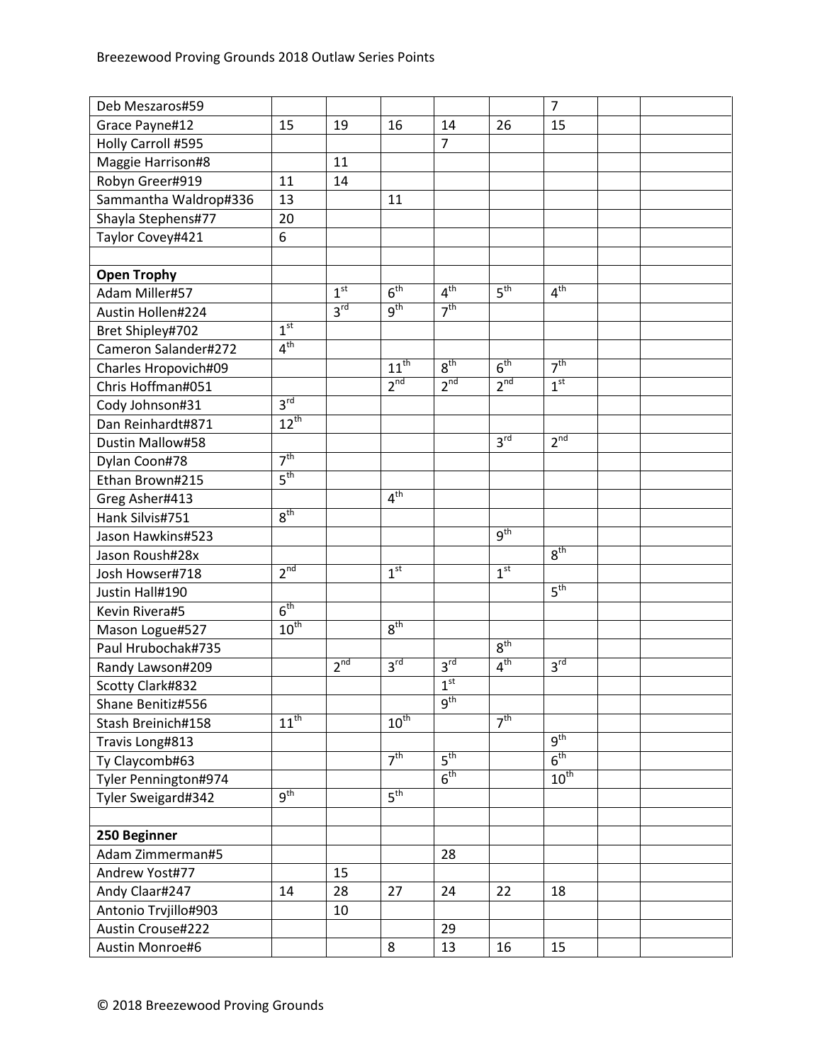| | | | | | | | | |
|---|---|---|---|---|---|---|---|---|
| Deb Meszaros#59 | | | | | | 7 | | |
| Grace Payne#12 | 15 | 19 | 16 | 14 | 26 | 15 | | |
| Holly Carroll #595 | | | | 7 | | | | |
| Maggie Harrison#8 | | 11 | | | | | | |
| Robyn Greer#919 | 11 | 14 | | | | | | |
| Sammantha Waldrop#336 | 13 | | 11 | | | | | |
| Shayla Stephens#77 | 20 | | | | | | | |
| Taylor Covey#421 | 6 | | | | | | | |
| | | | | | | | | |
| **Open Trophy** | | | | | | | | |
| Adam Miller#57 | | 1st | 6th | 4th | 5th | 4th | | |
| Austin Hollen#224 | | 3rd | 9th | 7th | | | | |
| Bret Shipley#702 | 1st | | | | | | | |
| Cameron Salander#272 | 4th | | | | | | | |
| Charles Hropovich#09 | | | 11th | 8th | 6th | 7th | | |
| Chris Hoffman#051 | | | 2nd | 2nd | 2nd | 1st | | |
| Cody Johnson#31 | 3rd | | | | | | | |
| Dan Reinhardt#871 | 12th | | | | | | | |
| Dustin Mallow#58 | | | | | 3rd | 2nd | | |
| Dylan Coon#78 | 7th | | | | | | | |
| Ethan Brown#215 | 5th | | | | | | | |
| Greg Asher#413 | | | 4th | | | | | |
| Hank Silvis#751 | 8th | | | | | | | |
| Jason Hawkins#523 | | | | | 9th | | | |
| Jason Roush#28x | | | | | | 8th | | |
| Josh Howser#718 | 2nd | | 1st | | 1st | | | |
| Justin Hall#190 | | | | | | 5th | | |
| Kevin Rivera#5 | 6th | | | | | | | |
| Mason Logue#527 | 10th | | 8th | | | | | |
| Paul Hrubochak#735 | | | | | 8th | | | |
| Randy Lawson#209 | | 2nd | 3rd | 3rd | 4th | 3rd | | |
| Scotty Clark#832 | | | | 1st | | | | |
| Shane Benitiz#556 | | | | 9th | | | | |
| Stash Breinich#158 | 11th | | 10th | | 7th | | | |
| Travis Long#813 | | | | | | 9th | | |
| Ty Claycomb#63 | | | 7th | 5th | | 6th | | |
| Tyler Pennington#974 | | | | 6th | | 10th | | |
| Tyler Sweigard#342 | 9th | | 5th | | | | | |
| | | | | | | | | |
| **250 Beginner** | | | | | | | | |
| Adam Zimmerman#5 | | | | 28 | | | | |
| Andrew Yost#77 | | 15 | | | | | | |
| Andy Claar#247 | 14 | 28 | 27 | 24 | 22 | 18 | | |
| Antonio Trvjillo#903 | | 10 | | | | | | |
| Austin Crouse#222 | | | | 29 | | | | |
| Austin Monroe#6 | | | 8 | 13 | 16 | 15 | | |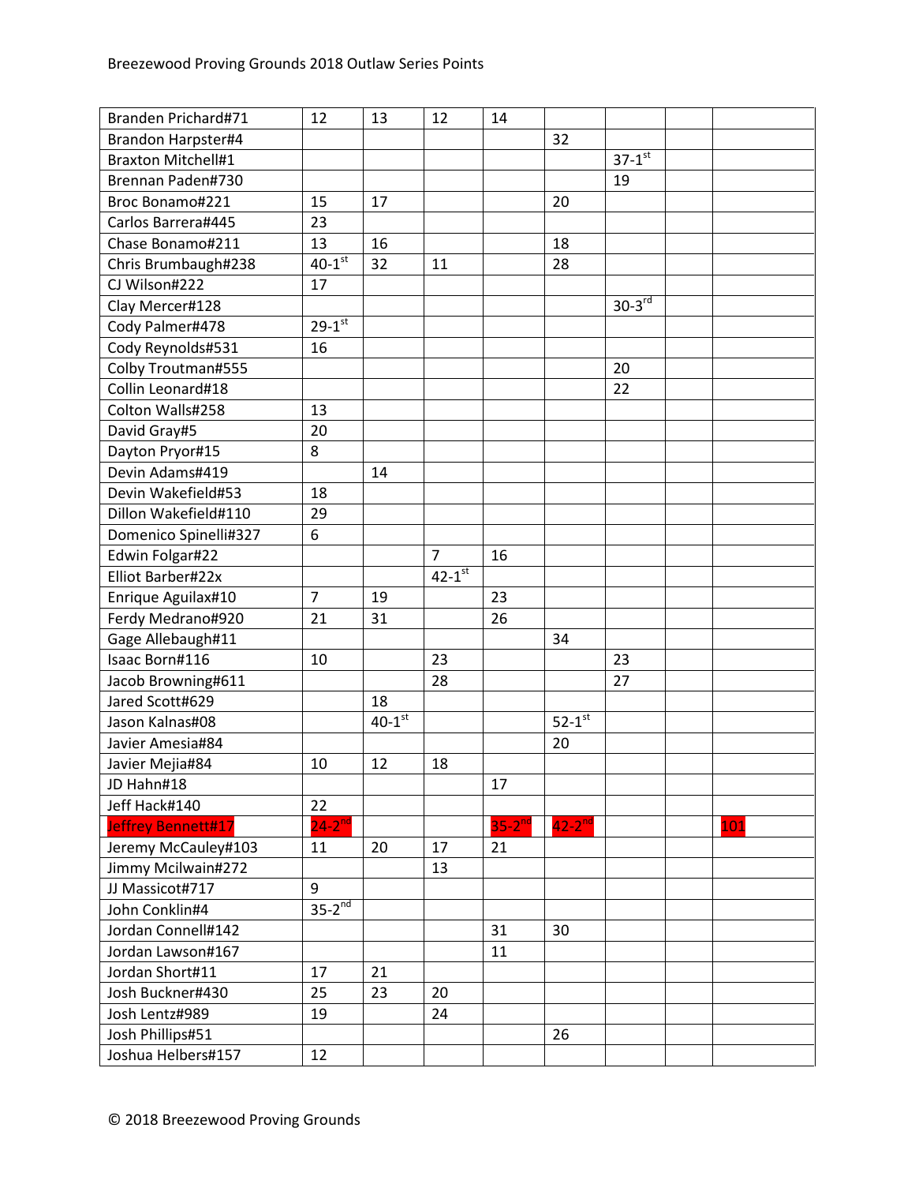| | | | | | | | | |
|---|---|---|---|---|---|---|---|---|
| Branden Prichard#71 | 12 | 13 | 12 | 14 | | | | |
| Brandon Harpster#4 | | | | | 32 | | | |
| Braxton Mitchell#1 | | | | | | 37-1st | | |
| Brennan Paden#730 | | | | | | 19 | | |
| Broc Bonamo#221 | 15 | 17 | | | 20 | | | |
| Carlos Barrera#445 | 23 | | | | | | | |
| Chase Bonamo#211 | 13 | 16 | | | 18 | | | |
| Chris Brumbaugh#238 | 40-1st | 32 | 11 | | 28 | | | |
| CJ Wilson#222 | 17 | | | | | | | |
| Clay Mercer#128 | | | | | | 30-3rd | | |
| Cody Palmer#478 | 29-1st | | | | | | | |
| Cody Reynolds#531 | 16 | | | | | | | |
| Colby Troutman#555 | | | | | | 20 | | |
| Collin Leonard#18 | | | | | | 22 | | |
| Colton Walls#258 | 13 | | | | | | | |
| David Gray#5 | 20 | | | | | | | |
| Dayton Pryor#15 | 8 | | | | | | | |
| Devin Adams#419 | | 14 | | | | | | |
| Devin Wakefield#53 | 18 | | | | | | | |
| Dillon Wakefield#110 | 29 | | | | | | | |
| Domenico Spinelli#327 | 6 | | | | | | | |
| Edwin Folgar#22 | | | 7 | 16 | | | | |
| Elliot Barber#22x | | | 42-1st | | | | | |
| Enrique Aguilax#10 | 7 | 19 | | 23 | | | | |
| Ferdy Medrano#920 | 21 | 31 | | 26 | | | | |
| Gage Allebaugh#11 | | | | | 34 | | | |
| Isaac Born#116 | 10 | | 23 | | | 23 | | |
| Jacob Browning#611 | | | 28 | | | 27 | | |
| Jared Scott#629 | | 18 | | | | | | |
| Jason Kalnas#08 | | 40-1st | | | 52-1st | | | |
| Javier Amesia#84 | | | | | 20 | | | |
| Javier Mejia#84 | 10 | 12 | 18 | | | | | |
| JD Hahn#18 | | | | 17 | | | | |
| Jeff Hack#140 | 22 | | | | | | | |
| Jeffrey Bennett#17 | 24-2nd | | | 35-2nd | 42-2nd | | | 101 |
| Jeremy McCauley#103 | 11 | 20 | 17 | 21 | | | | |
| Jimmy Mcilwain#272 | | | 13 | | | | | |
| JJ Massicot#717 | 9 | | | | | | | |
| John Conklin#4 | 35-2nd | | | | | | | |
| Jordan Connell#142 | | | | 31 | 30 | | | |
| Jordan Lawson#167 | | | | 11 | | | | |
| Jordan Short#11 | 17 | 21 | | | | | | |
| Josh Buckner#430 | 25 | 23 | 20 | | | | | |
| Josh Lentz#989 | 19 | | 24 | | | | | |
| Josh Phillips#51 | | | | | 26 | | | |
| Joshua Helbers#157 | 12 | | | | | | | |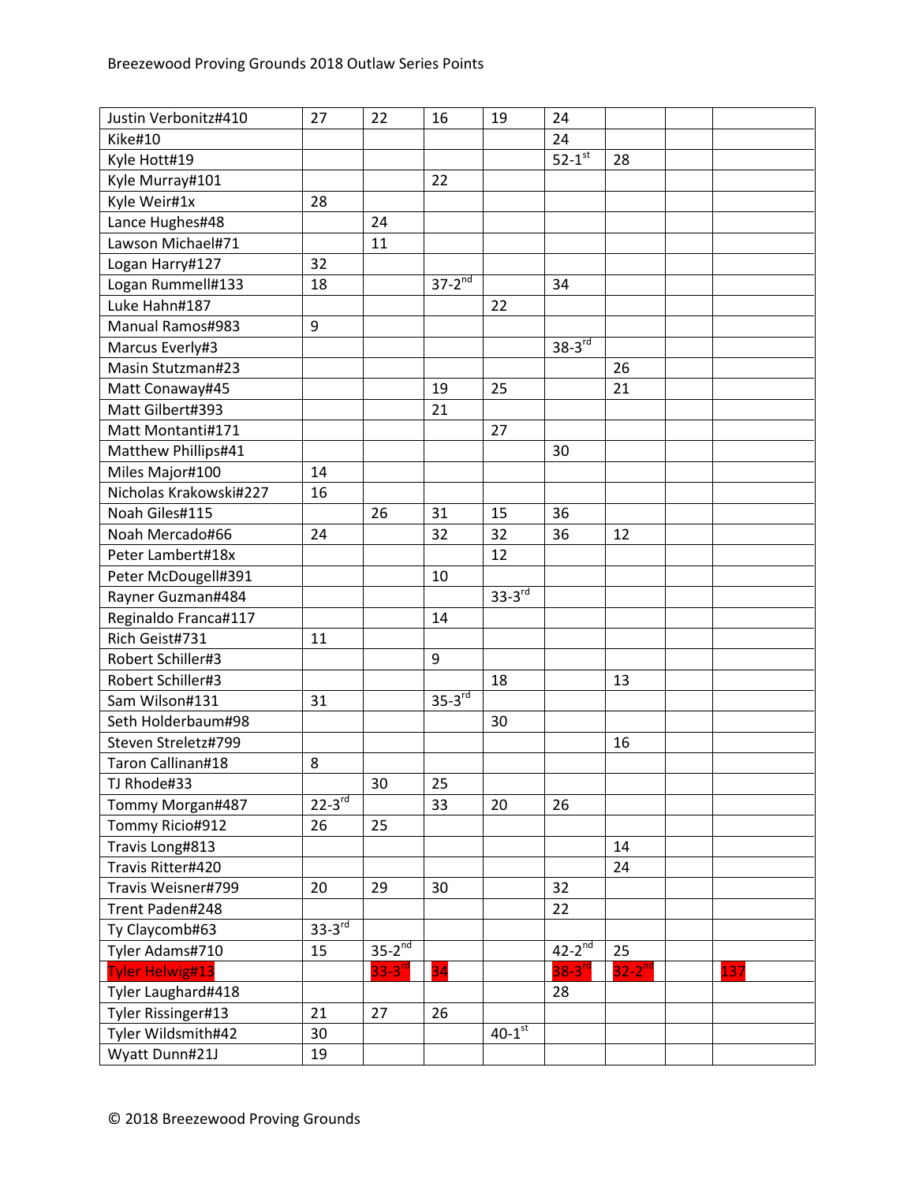| | | | | | | | | |
|---|---|---|---|---|---|---|---|---|
| Justin Verbonitz#410 | 27 | 22 | 16 | 19 | 24 | | | |
| Kike#10 | | | | | 24 | | | |
| Kyle Hott#19 | | | | | 52-1st | 28 | | |
| Kyle Murray#101 | | | 22 | | | | | |
| Kyle Weir#1x | 28 | | | | | | | |
| Lance Hughes#48 | | 24 | | | | | | |
| Lawson Michael#71 | | 11 | | | | | | |
| Logan Harry#127 | 32 | | | | | | | |
| Logan Rummell#133 | 18 | | 37-2nd | | 34 | | | |
| Luke Hahn#187 | | | | 22 | | | | |
| Manual Ramos#983 | 9 | | | | | | | |
| Marcus Everly#3 | | | | | 38-3rd | | | |
| Masin Stutzman#23 | | | | | | 26 | | |
| Matt Conaway#45 | | | 19 | 25 | | 21 | | |
| Matt Gilbert#393 | | | 21 | | | | | |
| Matt Montanti#171 | | | | 27 | | | | |
| Matthew Phillips#41 | | | | | 30 | | | |
| Miles Major#100 | 14 | | | | | | | |
| Nicholas Krakowski#227 | 16 | | | | | | | |
| Noah Giles#115 | | 26 | 31 | 15 | 36 | | | |
| Noah Mercado#66 | 24 | | 32 | 32 | 36 | 12 | | |
| Peter Lambert#18x | | | | 12 | | | | |
| Peter McDougell#391 | | | 10 | | | | | |
| Rayner Guzman#484 | | | | 33-3rd | | | | |
| Reginaldo Franca#117 | | | 14 | | | | | |
| Rich Geist#731 | 11 | | | | | | | |
| Robert Schiller#3 | | | 9 | | | | | |
| Robert Schiller#3 | | | | 18 | | 13 | | |
| Sam Wilson#131 | 31 | | 35-3rd | | | | | |
| Seth Holderbaum#98 | | | | 30 | | | | |
| Steven Streletz#799 | | | | | | 16 | | |
| Taron Callinan#18 | 8 | | | | | | | |
| TJ Rhode#33 | | 30 | 25 | | | | | |
| Tommy Morgan#487 | 22-3rd | | 33 | 20 | 26 | | | |
| Tommy Ricio#912 | 26 | 25 | | | | | | |
| Travis Long#813 | | | | | | 14 | | |
| Travis Ritter#420 | | | | | | 24 | | |
| Travis Weisner#799 | 20 | 29 | 30 | | 32 | | | |
| Trent Paden#248 | | | | | 22 | | | |
| Ty Claycomb#63 | 33-3rd | | | | | | | |
| Tyler Adams#710 | 15 | 35-2nd | | | 42-2nd | 25 | | |
| Tyler Helwig#13 | | 33-3rd | 34 | | 38-3rd | 32-2nd | | 137 |
| Tyler Laughard#418 | | | | | 28 | | | |
| Tyler Rissinger#13 | 21 | 27 | 26 | | | | | |
| Tyler Wildsmith#42 | 30 | | | 40-1st | | | | |
| Wyatt Dunn#21J | 19 | | | | | | | |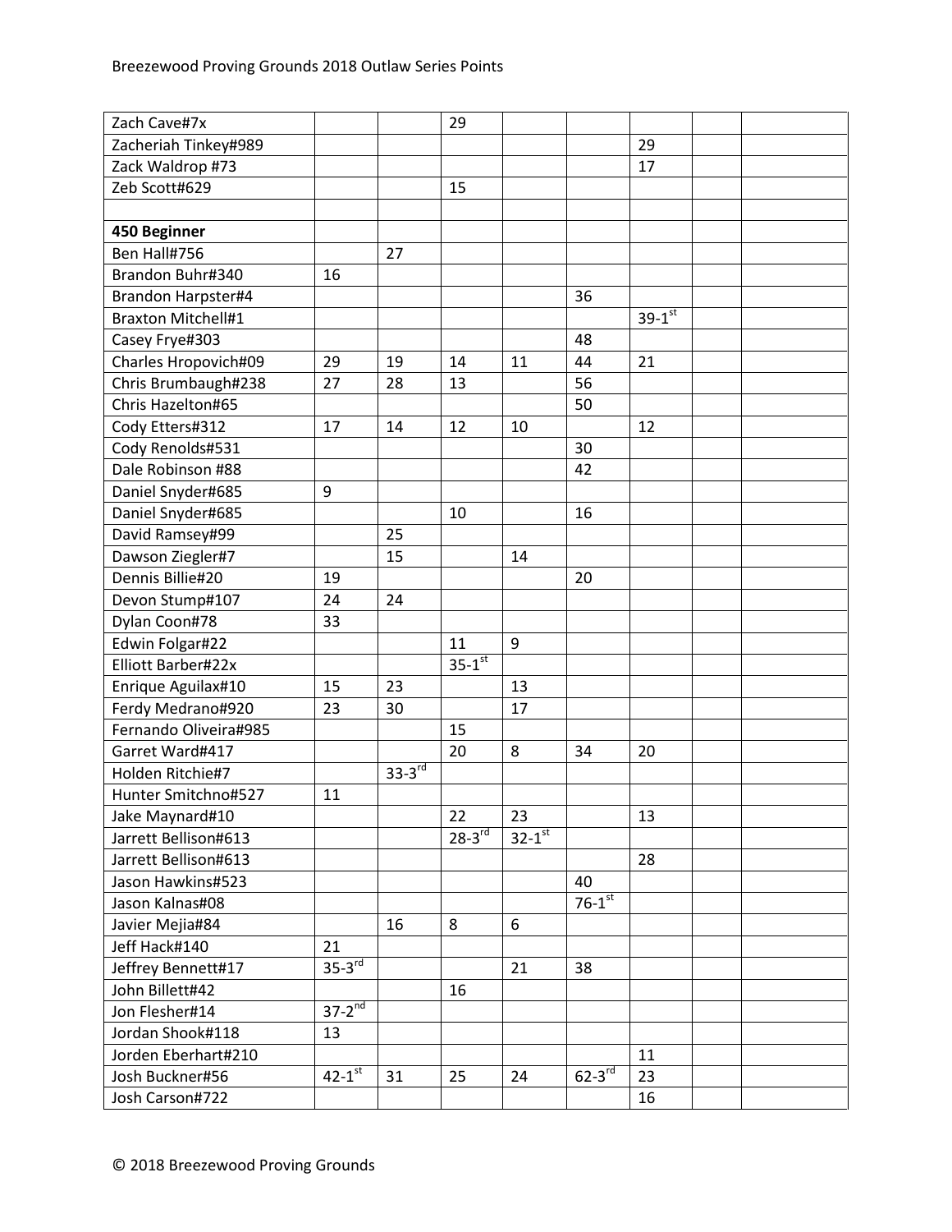| | | | | | | | | |
|---|---|---|---|---|---|---|---|---|
| Zach Cave#7x | | | 29 | | | | | |
| Zacheriah Tinkey#989 | | | | | | 29 | | |
| Zack Waldrop #73 | | | | | | 17 | | |
| Zeb Scott#629 | | | 15 | | | | | |
| | | | | | | | | |
| **450 Beginner** | | | | | | | | |
| Ben Hall#756 | | 27 | | | | | | |
| Brandon Buhr#340 | 16 | | | | | | | |
| Brandon Harpster#4 | | | | | 36 | | | |
| Braxton Mitchell#1 | | | | | | 39-1st | | |
| Casey Frye#303 | | | | | 48 | | | |
| Charles Hropovich#09 | 29 | 19 | 14 | 11 | 44 | 21 | | |
| Chris Brumbaugh#238 | 27 | 28 | 13 | | 56 | | | |
| Chris Hazelton#65 | | | | | 50 | | | |
| Cody Etters#312 | 17 | 14 | 12 | 10 | | 12 | | |
| Cody Renolds#531 | | | | | 30 | | | |
| Dale Robinson #88 | | | | | 42 | | | |
| Daniel Snyder#685 | 9 | | | | | | | |
| Daniel Snyder#685 | | | 10 | | 16 | | | |
| David Ramsey#99 | | 25 | | | | | | |
| Dawson Ziegler#7 | | 15 | | 14 | | | | |
| Dennis Billie#20 | 19 | | | | 20 | | | |
| Devon Stump#107 | 24 | 24 | | | | | | |
| Dylan Coon#78 | 33 | | | | | | | |
| Edwin Folgar#22 | | | 11 | 9 | | | | |
| Elliott Barber#22x | | | 35-1st | | | | | |
| Enrique Aguilax#10 | 15 | 23 | | 13 | | | | |
| Ferdy Medrano#920 | 23 | 30 | | 17 | | | | |
| Fernando Oliveira#985 | | | 15 | | | | | |
| Garret Ward#417 | | | 20 | 8 | 34 | 20 | | |
| Holden Ritchie#7 | | 33-3rd | | | | | | |
| Hunter Smitchno#527 | 11 | | | | | | | |
| Jake Maynard#10 | | | 22 | 23 | | 13 | | |
| Jarrett Bellison#613 | | | 28-3rd | 32-1st | | | | |
| Jarrett Bellison#613 | | | | | | 28 | | |
| Jason Hawkins#523 | | | | | 40 | | | |
| Jason Kalnas#08 | | | | | 76-1st | | | |
| Javier Mejia#84 | | 16 | 8 | 6 | | | | |
| Jeff Hack#140 | 21 | | | | | | | |
| Jeffrey Bennett#17 | 35-3rd | | | 21 | 38 | | | |
| John Billett#42 | | | 16 | | | | | |
| Jon Flesher#14 | 37-2nd | | | | | | | |
| Jordan Shook#118 | 13 | | | | | | | |
| Jorden Eberhart#210 | | | | | | 11 | | |
| Josh Buckner#56 | 42-1st | 31 | 25 | 24 | 62-3rd | 23 | | |
| Josh Carson#722 | | | | | | 16 | | |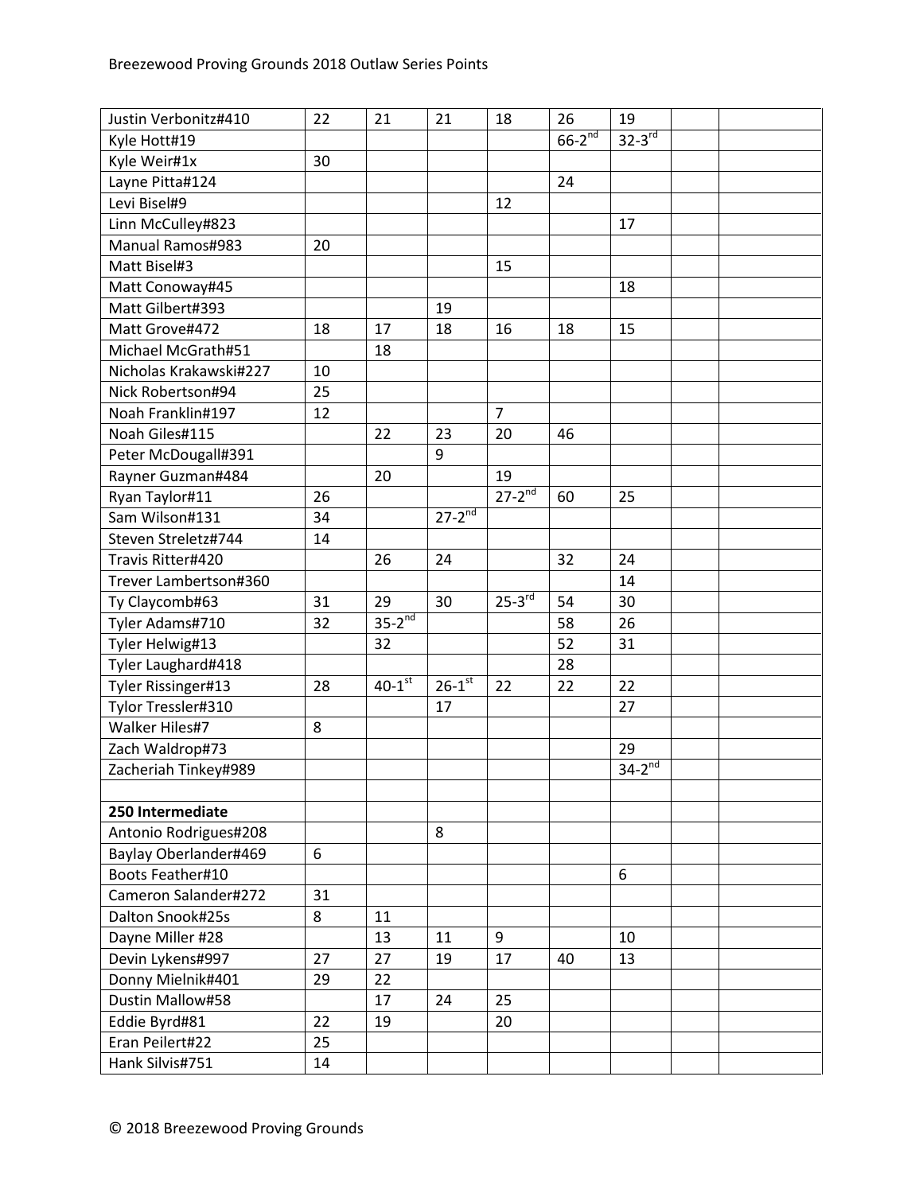| | | | | | | | | |
|---|---|---|---|---|---|---|---|---|
| Justin Verbonitz#410 | 22 | 21 | 21 | 18 | 26 | 19 | | |
| Kyle Hott#19 | | | | | 66-2nd | 32-3rd | | |
| Kyle Weir#1x | 30 | | | | | | | |
| Layne Pitta#124 | | | | | 24 | | | |
| Levi Bisel#9 | | | | 12 | | | | |
| Linn McCulley#823 | | | | | | 17 | | |
| Manual Ramos#983 | 20 | | | | | | | |
| Matt Bisel#3 | | | | 15 | | | | |
| Matt Conoway#45 | | | | | | 18 | | |
| Matt Gilbert#393 | | | 19 | | | | | |
| Matt Grove#472 | 18 | 17 | 18 | 16 | 18 | 15 | | |
| Michael McGrath#51 | | 18 | | | | | | |
| Nicholas Krakawski#227 | 10 | | | | | | | |
| Nick Robertson#94 | 25 | | | | | | | |
| Noah Franklin#197 | 12 | | | 7 | | | | |
| Noah Giles#115 | | 22 | 23 | 20 | 46 | | | |
| Peter McDougall#391 | | | 9 | | | | | |
| Rayner Guzman#484 | | 20 | | 19 | | | | |
| Ryan Taylor#11 | 26 | | | 27-2nd | 60 | 25 | | |
| Sam Wilson#131 | 34 | | 27-2nd | | | | | |
| Steven Streletz#744 | 14 | | | | | | | |
| Travis Ritter#420 | | 26 | 24 | | 32 | 24 | | |
| Trever Lambertson#360 | | | | | | 14 | | |
| Ty Claycomb#63 | 31 | 29 | 30 | 25-3rd | 54 | 30 | | |
| Tyler Adams#710 | 32 | 35-2nd | | | 58 | 26 | | |
| Tyler Helwig#13 | | 32 | | | 52 | 31 | | |
| Tyler Laughard#418 | | | | | 28 | | | |
| Tyler Rissinger#13 | 28 | 40-1st | 26-1st | 22 | 22 | 22 | | |
| Tylor Tressler#310 | | | 17 | | | 27 | | |
| Walker Hiles#7 | 8 | | | | | | | |
| Zach Waldrop#73 | | | | | | 29 | | |
| Zacheriah Tinkey#989 | | | | | | 34-2nd | | |
| | | | | | | | | |
| **250 Intermediate** | | | | | | | | |
| Antonio Rodrigues#208 | | | 8 | | | | | |
| Baylay Oberlander#469 | 6 | | | | | | | |
| Boots Feather#10 | | | | | | 6 | | |
| Cameron Salander#272 | 31 | | | | | | | |
| Dalton Snook#25s | 8 | 11 | | | | | | |
| Dayne Miller #28 | | 13 | 11 | 9 | | 10 | | |
| Devin Lykens#997 | 27 | 27 | 19 | 17 | 40 | 13 | | |
| Donny Mielnik#401 | 29 | 22 | | | | | | |
| Dustin Mallow#58 | | 17 | 24 | 25 | | | | |
| Eddie Byrd#81 | 22 | 19 | | 20 | | | | |
| Eran Peilert#22 | 25 | | | | | | | |
| Hank Silvis#751 | 14 | | | | | | | |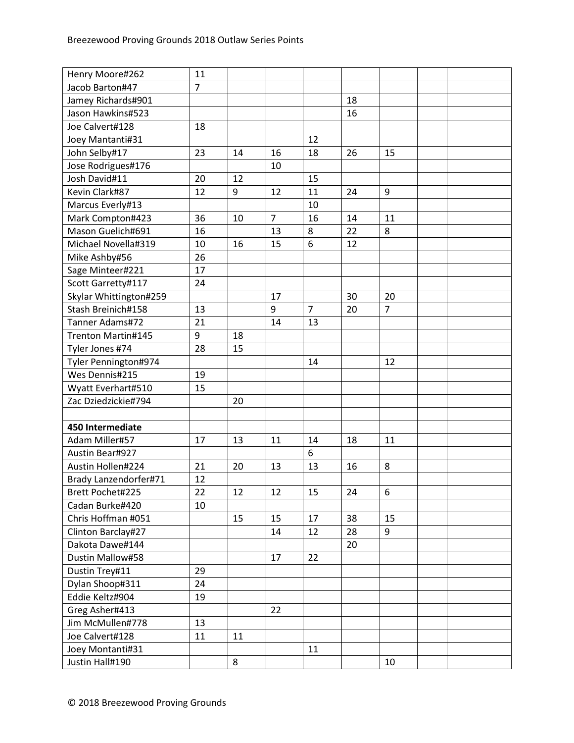| | | | | | | | | |
|---|---|---|---|---|---|---|---|---|
| Henry Moore#262 | 11 | | | | | | | |
| Jacob Barton#47 | 7 | | | | | | | |
| Jamey Richards#901 | | | | | 18 | | | |
| Jason Hawkins#523 | | | | | 16 | | | |
| Joe Calvert#128 | 18 | | | | | | | |
| Joey Mantanti#31 | | | | 12 | | | | |
| John Selby#17 | 23 | 14 | 16 | 18 | 26 | 15 | | |
| Jose Rodrigues#176 | | | 10 | | | | | |
| Josh David#11 | 20 | 12 | | 15 | | | | |
| Kevin Clark#87 | 12 | 9 | 12 | 11 | 24 | 9 | | |
| Marcus Everly#13 | | | | 10 | | | | |
| Mark Compton#423 | 36 | 10 | 7 | 16 | 14 | 11 | | |
| Mason Guelich#691 | 16 | | 13 | 8 | 22 | 8 | | |
| Michael Novella#319 | 10 | 16 | 15 | 6 | 12 | | | |
| Mike Ashby#56 | 26 | | | | | | | |
| Sage Minteer#221 | 17 | | | | | | | |
| Scott Garretty#117 | 24 | | | | | | | |
| Skylar Whittington#259 | | | 17 | | 30 | 20 | | |
| Stash Breinich#158 | 13 | | 9 | 7 | 20 | 7 | | |
| Tanner Adams#72 | 21 | | 14 | 13 | | | | |
| Trenton Martin#145 | 9 | 18 | | | | | | |
| Tyler Jones #74 | 28 | 15 | | | | | | |
| Tyler Pennington#974 | | | | 14 | | 12 | | |
| Wes Dennis#215 | 19 | | | | | | | |
| Wyatt Everhart#510 | 15 | | | | | | | |
| Zac Dziedzickie#794 | | 20 | | | | | | |
| | | | | | | | | |
| **450 Intermediate** | | | | | | | | |
| Adam Miller#57 | 17 | 13 | 11 | 14 | 18 | 11 | | |
| Austin Bear#927 | | | | 6 | | | | |
| Austin Hollen#224 | 21 | 20 | 13 | 13 | 16 | 8 | | |
| Brady Lanzendorfer#71 | 12 | | | | | | | |
| Brett Pochet#225 | 22 | 12 | 12 | 15 | 24 | 6 | | |
| Cadan Burke#420 | 10 | | | | | | | |
| Chris Hoffman #051 | | 15 | 15 | 17 | 38 | 15 | | |
| Clinton Barclay#27 | | | 14 | 12 | 28 | 9 | | |
| Dakota Dawe#144 | | | | | 20 | | | |
| Dustin Mallow#58 | | | 17 | 22 | | | | |
| Dustin Trey#11 | 29 | | | | | | | |
| Dylan Shoop#311 | 24 | | | | | | | |
| Eddie Keltz#904 | 19 | | | | | | | |
| Greg Asher#413 | | | 22 | | | | | |
| Jim McMullen#778 | 13 | | | | | | | |
| Joe Calvert#128 | 11 | 11 | | | | | | |
| Joey Montanti#31 | | | | 11 | | | | |
| Justin Hall#190 | | 8 | | | | 10 | | |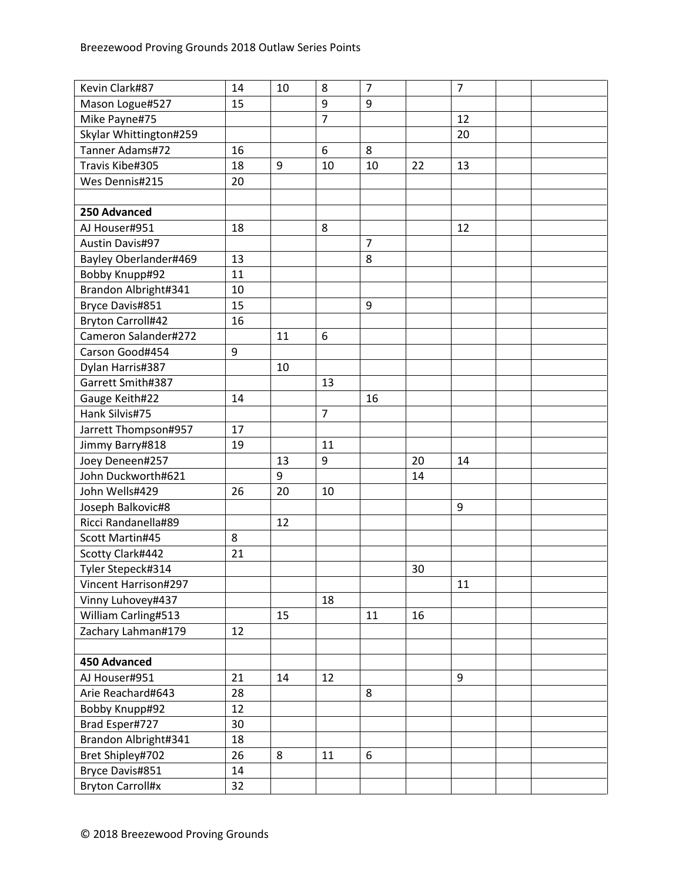| | | | | | | | | |
|---|---|---|---|---|---|---|---|---|
| Kevin Clark#87 | 14 | 10 | 8 | 7 | | 7 | | |
| Mason Logue#527 | 15 | | 9 | 9 | | | | |
| Mike Payne#75 | | | 7 | | | 12 | | |
| Skylar Whittington#259 | | | | | | 20 | | |
| Tanner Adams#72 | 16 | | 6 | 8 | | | | |
| Travis Kibe#305 | 18 | 9 | 10 | 10 | 22 | 13 | | |
| Wes Dennis#215 | 20 | | | | | | | |
| | | | | | | | | |
| **250 Advanced** | | | | | | | | |
| AJ Houser#951 | 18 | | 8 | | | 12 | | |
| Austin Davis#97 | | | | 7 | | | | |
| Bayley Oberlander#469 | 13 | | | 8 | | | | |
| Bobby Knupp#92 | 11 | | | | | | | |
| Brandon Albright#341 | 10 | | | | | | | |
| Bryce Davis#851 | 15 | | | 9 | | | | |
| Bryton Carroll#42 | 16 | | | | | | | |
| Cameron Salander#272 | | 11 | 6 | | | | | |
| Carson Good#454 | 9 | | | | | | | |
| Dylan Harris#387 | | 10 | | | | | | |
| Garrett Smith#387 | | | 13 | | | | | |
| Gauge Keith#22 | 14 | | | 16 | | | | |
| Hank Silvis#75 | | | 7 | | | | | |
| Jarrett Thompson#957 | 17 | | | | | | | |
| Jimmy Barry#818 | 19 | | 11 | | | | | |
| Joey Deneen#257 | | 13 | 9 | | 20 | 14 | | |
| John Duckworth#621 | | 9 | | | 14 | | | |
| John Wells#429 | 26 | 20 | 10 | | | | | |
| Joseph Balkovic#8 | | | | | | 9 | | |
| Ricci Randanella#89 | | 12 | | | | | | |
| Scott Martin#45 | 8 | | | | | | | |
| Scotty Clark#442 | 21 | | | | | | | |
| Tyler Stepeck#314 | | | | | 30 | | | |
| Vincent Harrison#297 | | | | | | 11 | | |
| Vinny Luhovey#437 | | | 18 | | | | | |
| William Carling#513 | | 15 | | 11 | 16 | | | |
| Zachary Lahman#179 | 12 | | | | | | | |
| | | | | | | | | |
| **450 Advanced** | | | | | | | | |
| AJ Houser#951 | 21 | 14 | 12 | | | 9 | | |
| Arie Reachard#643 | 28 | | | 8 | | | | |
| Bobby Knupp#92 | 12 | | | | | | | |
| Brad Esper#727 | 30 | | | | | | | |
| Brandon Albright#341 | 18 | | | | | | | |
| Bret Shipley#702 | 26 | 8 | 11 | 6 | | | | |
| Bryce Davis#851 | 14 | | | | | | | |
| Bryton Carroll#x | 32 | | | | | | | |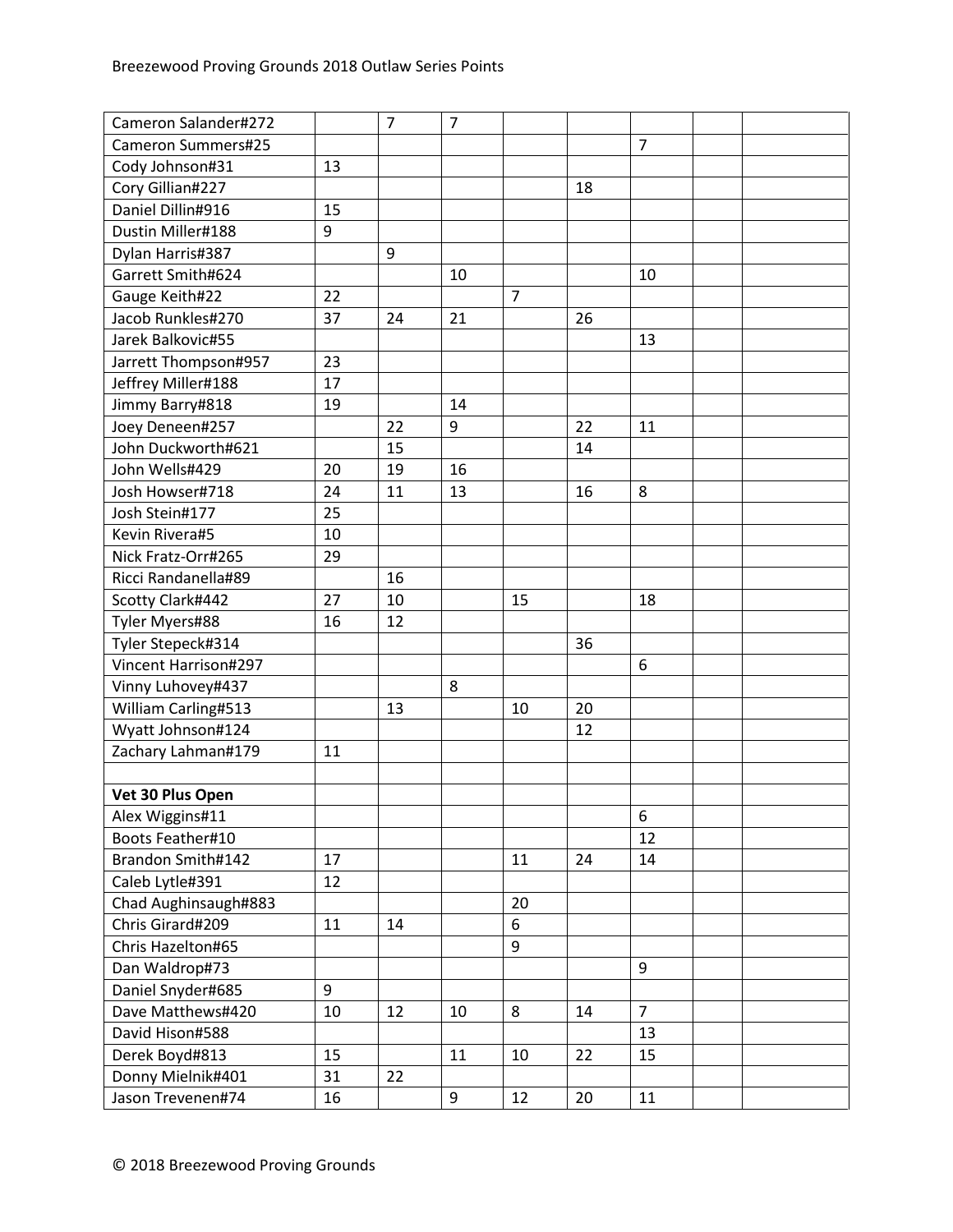| | | | | | | | | |
|---|---|---|---|---|---|---|---|---|
| Cameron Salander#272 | | 7 | 7 | | | | | |
| Cameron Summers#25 | | | | | | 7 | | |
| Cody Johnson#31 | 13 | | | | | | | |
| Cory Gillian#227 | | | | | 18 | | | |
| Daniel Dillin#916 | 15 | | | | | | | |
| Dustin Miller#188 | 9 | | | | | | | |
| Dylan Harris#387 | | 9 | | | | | | |
| Garrett Smith#624 | | | 10 | | | 10 | | |
| Gauge Keith#22 | 22 | | | 7 | | | | |
| Jacob Runkles#270 | 37 | 24 | 21 | | 26 | | | |
| Jarek Balkovic#55 | | | | | | 13 | | |
| Jarrett Thompson#957 | 23 | | | | | | | |
| Jeffrey Miller#188 | 17 | | | | | | | |
| Jimmy Barry#818 | 19 | | 14 | | | | | |
| Joey Deneen#257 | | 22 | 9 | | 22 | 11 | | |
| John Duckworth#621 | | 15 | | | 14 | | | |
| John Wells#429 | 20 | 19 | 16 | | | | | |
| Josh Howser#718 | 24 | 11 | 13 | | 16 | 8 | | |
| Josh Stein#177 | 25 | | | | | | | |
| Kevin Rivera#5 | 10 | | | | | | | |
| Nick Fratz-Orr#265 | 29 | | | | | | | |
| Ricci Randanella#89 | | 16 | | | | | | |
| Scotty Clark#442 | 27 | 10 | | 15 | | 18 | | |
| Tyler Myers#88 | 16 | 12 | | | | | | |
| Tyler Stepeck#314 | | | | | 36 | | | |
| Vincent Harrison#297 | | | | | | 6 | | |
| Vinny Luhovey#437 | | | 8 | | | | | |
| William Carling#513 | | 13 | | 10 | 20 | | | |
| Wyatt Johnson#124 | | | | | 12 | | | |
| Zachary Lahman#179 | 11 | | | | | | | |
| | | | | | | | | |
| **Vet 30 Plus Open** | | | | | | | | |
| Alex Wiggins#11 | | | | | | 6 | | |
| Boots Feather#10 | | | | | | 12 | | |
| Brandon Smith#142 | 17 | | | 11 | 24 | 14 | | |
| Caleb Lytle#391 | 12 | | | | | | | |
| Chad Aughinsaugh#883 | | | | 20 | | | | |
| Chris Girard#209 | 11 | 14 | | 6 | | | | |
| Chris Hazelton#65 | | | | 9 | | | | |
| Dan Waldrop#73 | | | | | | 9 | | |
| Daniel Snyder#685 | 9 | | | | | | | |
| Dave Matthews#420 | 10 | 12 | 10 | 8 | 14 | 7 | | |
| David Hison#588 | | | | | | 13 | | |
| Derek Boyd#813 | 15 | | 11 | 10 | 22 | 15 | | |
| Donny Mielnik#401 | 31 | 22 | | | | | | |
| Jason Trevenen#74 | 16 | | 9 | 12 | 20 | 11 | | |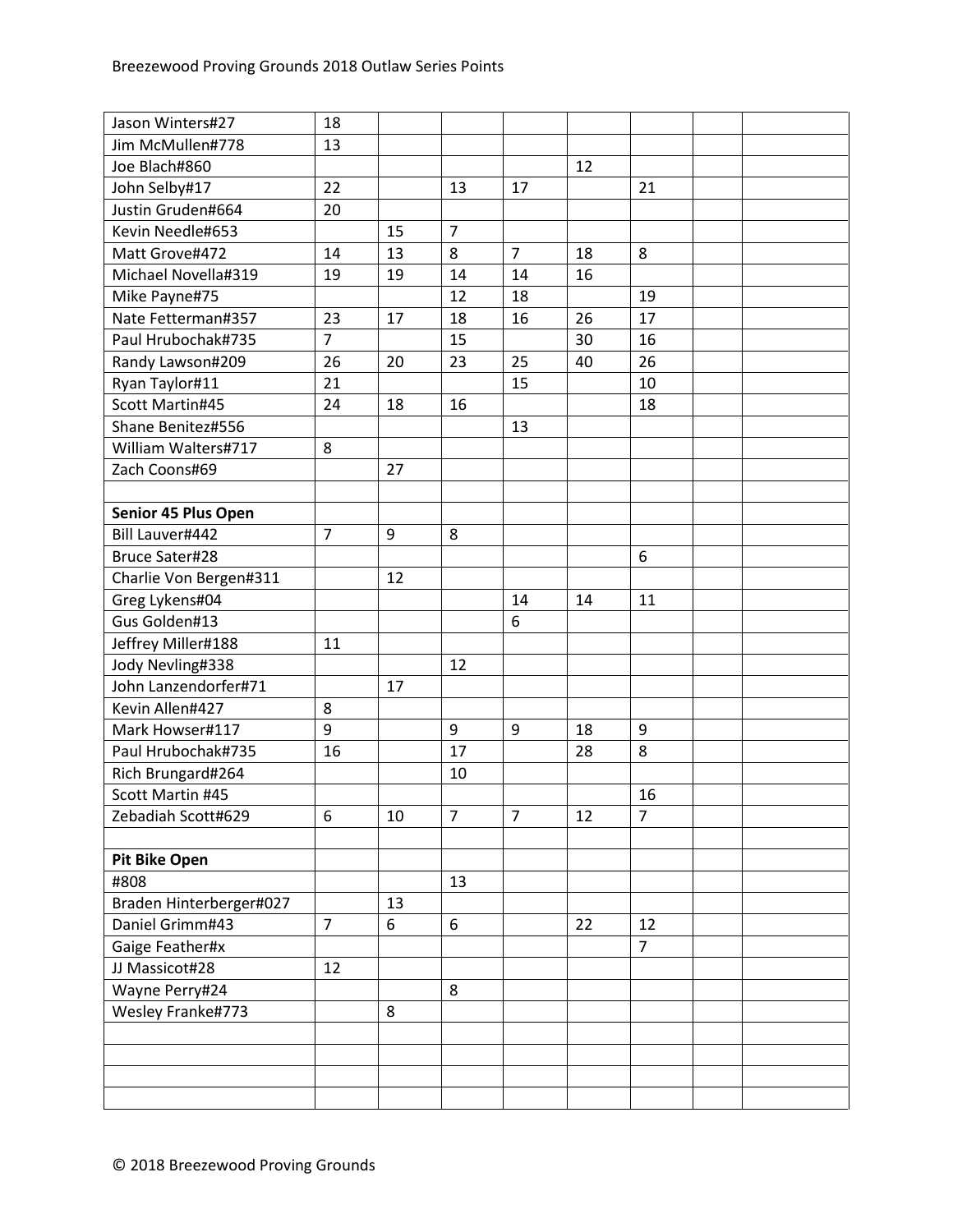| | | | | | | | | |
|---|---|---|---|---|---|---|---|---|
| Jason Winters#27 | 18 | | | | | | | |
| Jim McMullen#778 | 13 | | | | | | | |
| Joe Blach#860 | | | | | 12 | | | |
| John Selby#17 | 22 | | 13 | 17 | | 21 | | |
| Justin Gruden#664 | 20 | | | | | | | |
| Kevin Needle#653 | | 15 | 7 | | | | | |
| Matt Grove#472 | 14 | 13 | 8 | 7 | 18 | 8 | | |
| Michael Novella#319 | 19 | 19 | 14 | 14 | 16 | | | |
| Mike Payne#75 | | | 12 | 18 | | 19 | | |
| Nate Fetterman#357 | 23 | 17 | 18 | 16 | 26 | 17 | | |
| Paul Hrubochak#735 | 7 | | 15 | | 30 | 16 | | |
| Randy Lawson#209 | 26 | 20 | 23 | 25 | 40 | 26 | | |
| Ryan Taylor#11 | 21 | | | 15 | | 10 | | |
| Scott Martin#45 | 24 | 18 | 16 | | | 18 | | |
| Shane Benitez#556 | | | | 13 | | | | |
| William Walters#717 | 8 | | | | | | | |
| Zach Coons#69 | | 27 | | | | | | |
| | | | | | | | | |
| **Senior 45 Plus Open** | | | | | | | | |
| Bill Lauver#442 | 7 | 9 | 8 | | | | | |
| Bruce Sater#28 | | | | | | 6 | | |
| Charlie Von Bergen#311 | | 12 | | | | | | |
| Greg Lykens#04 | | | | 14 | 14 | 11 | | |
| Gus Golden#13 | | | | 6 | | | | |
| Jeffrey Miller#188 | 11 | | | | | | | |
| Jody Nevling#338 | | | 12 | | | | | |
| John Lanzendorfer#71 | | 17 | | | | | | |
| Kevin Allen#427 | 8 | | | | | | | |
| Mark Howser#117 | 9 | | 9 | 9 | 18 | 9 | | |
| Paul Hrubochak#735 | 16 | | 17 | | 28 | 8 | | |
| Rich Brungard#264 | | | 10 | | | | | |
| Scott Martin #45 | | | | | | 16 | | |
| Zebadiah Scott#629 | 6 | 10 | 7 | 7 | 12 | 7 | | |
| | | | | | | | | |
| **Pit Bike Open** | | | | | | | | |
| #808 | | | 13 | | | | | |
| Braden Hinterberger#027 | | 13 | | | | | | |
| Daniel Grimm#43 | 7 | 6 | 6 | | 22 | 12 | | |
| Gaige Feather#x | | | | | | 7 | | |
| JJ Massicot#28 | 12 | | | | | | | |
| Wayne Perry#24 | | | 8 | | | | | |
| Wesley Franke#773 | | 8 | | | | | | |
| | | | | | | | | |
| | | | | | | | | |
| | | | | | | | | |
| | | | | | | | | |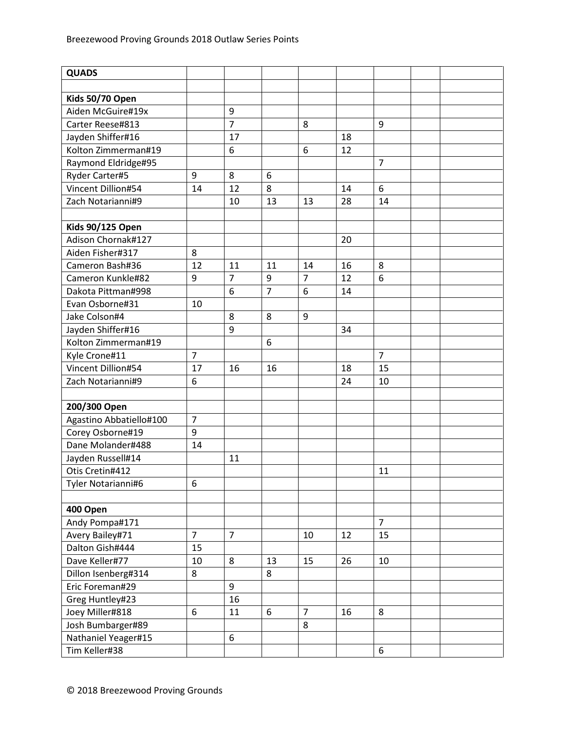Breezewood Proving Grounds 2018 Outlaw Series Points

| QUADS | | | | | | | | |
|---|---|---|---|---|---|---|---|---|
| | | | | | | | | |
| **Kids 50/70 Open** | | | | | | | | |
| Aiden McGuire#19x | | 9 | | | | | | |
| Carter Reese#813 | | 7 | | 8 | | 9 | | |
| Jayden Shiffer#16 | | 17 | | | 18 | | | |
| Kolton Zimmerman#19 | | 6 | | 6 | 12 | | | |
| Raymond Eldridge#95 | | | | | | 7 | | |
| Ryder Carter#5 | 9 | 8 | 6 | | | | | |
| Vincent Dillion#54 | 14 | 12 | 8 | | 14 | 6 | | |
| Zach Notarianni#9 | | 10 | 13 | 13 | 28 | 14 | | |
| | | | | | | | | |
| **Kids 90/125 Open** | | | | | | | | |
| Adison Chornak#127 | | | | | 20 | | | |
| Aiden Fisher#317 | 8 | | | | | | | |
| Cameron Bash#36 | 12 | 11 | 11 | 14 | 16 | 8 | | |
| Cameron Kunkle#82 | 9 | 7 | 9 | 7 | 12 | 6 | | |
| Dakota Pittman#998 | | 6 | 7 | 6 | 14 | | | |
| Evan Osborne#31 | 10 | | | | | | | |
| Jake Colson#4 | | 8 | 8 | 9 | | | | |
| Jayden Shiffer#16 | | 9 | | | 34 | | | |
| Kolton Zimmerman#19 | | | 6 | | | | | |
| Kyle Crone#11 | 7 | | | | | 7 | | |
| Vincent Dillion#54 | 17 | 16 | 16 | | 18 | 15 | | |
| Zach Notarianni#9 | 6 | | | | 24 | 10 | | |
| | | | | | | | | |
| **200/300 Open** | | | | | | | | |
| Agastino Abbatiello#100 | 7 | | | | | | | |
| Corey Osborne#19 | 9 | | | | | | | |
| Dane Molander#488 | 14 | | | | | | | |
| Jayden Russell#14 | | 11 | | | | | | |
| Otis Cretin#412 | | | | | | 11 | | |
| Tyler Notarianni#6 | 6 | | | | | | | |
| | | | | | | | | |
| **400 Open** | | | | | | | | |
| Andy Pompa#171 | | | | | | 7 | | |
| Avery Bailey#71 | 7 | 7 | | 10 | 12 | 15 | | |
| Dalton Gish#444 | 15 | | | | | | | |
| Dave Keller#77 | 10 | 8 | 13 | 15 | 26 | 10 | | |
| Dillon Isenberg#314 | 8 | | 8 | | | | | |
| Eric Foreman#29 | | 9 | | | | | | |
| Greg Huntley#23 | | 16 | | | | | | |
| Joey Miller#818 | 6 | 11 | 6 | 7 | 16 | 8 | | |
| Josh Bumbarger#89 | | | | 8 | | | | |
| Nathaniel Yeager#15 | | 6 | | | | | | |
| Tim Keller#38 | | | | | | 6 | | |

© 2018 Breezewood Proving Grounds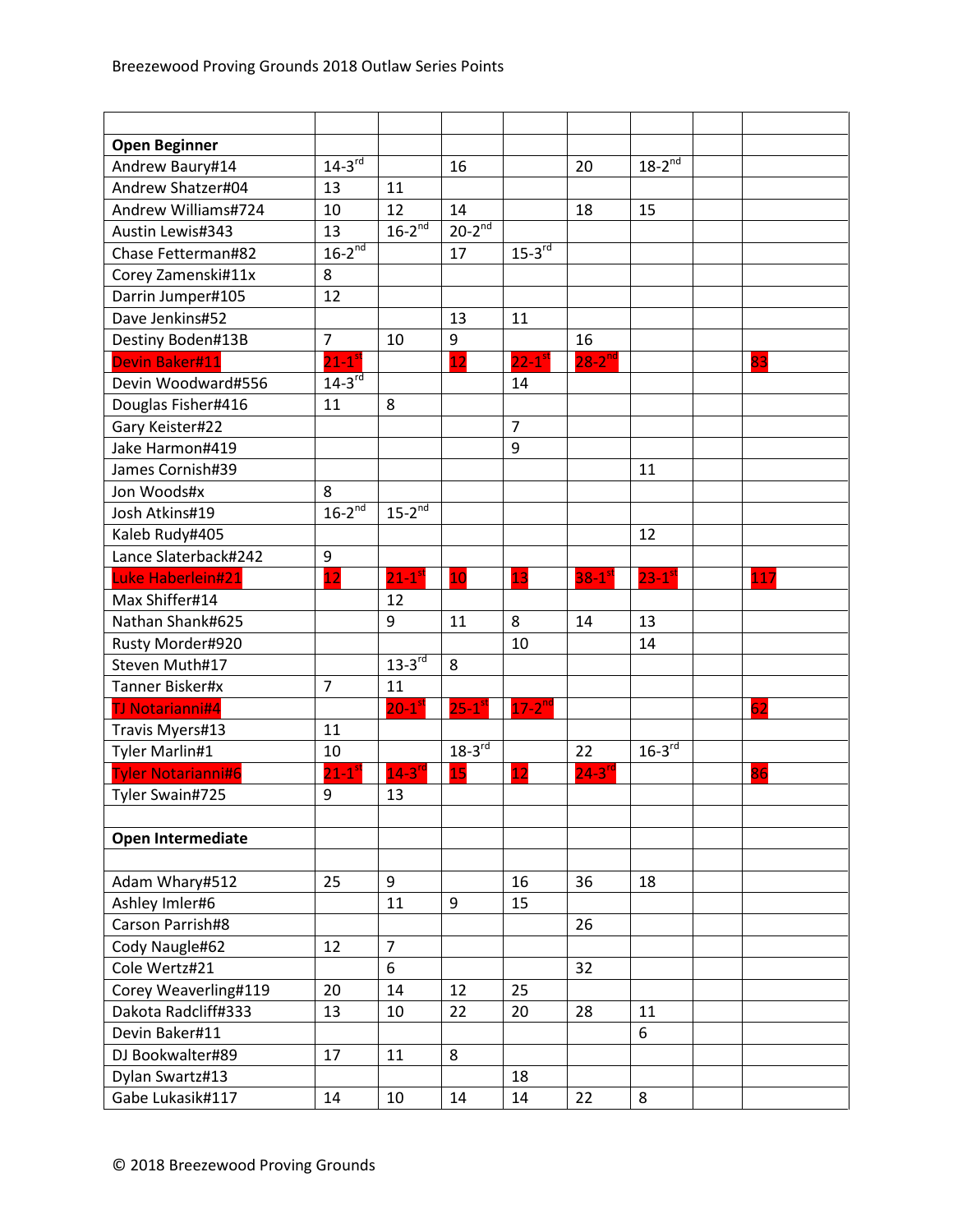| | | | | | | | | |
|---|---|---|---|---|---|---|---|---|
| **Open Beginner** | | | | | | | | |
| Andrew Baury#14 | 14-3rd | | 16 | | 20 | 18-2nd | | |
| Andrew Shatzer#04 | 13 | 11 | | | | | | |
| Andrew Williams#724 | 10 | 12 | 14 | | 18 | 15 | | |
| Austin Lewis#343 | 13 | 16-2nd | 20-2nd | | | | | |
| Chase Fetterman#82 | 16-2nd | | 17 | 15-3rd | | | | |
| Corey Zamenski#11x | 8 | | | | | | | |
| Darrin Jumper#105 | 12 | | | | | | | |
| Dave Jenkins#52 | | | 13 | 11 | | | | |
| Destiny Boden#13B | 7 | 10 | 9 | | 16 | | | |
| Devin Baker#11 | 21-1st | | 12 | 22-1st | 28-2nd | | | 83 |
| Devin Woodward#556 | 14-3rd | | | 14 | | | | |
| Douglas Fisher#416 | 11 | 8 | | | | | | |
| Gary Keister#22 | | | | 7 | | | | |
| Jake Harmon#419 | | | | 9 | | | | |
| James Cornish#39 | | | | | | 11 | | |
| Jon Woods#x | 8 | | | | | | | |
| Josh Atkins#19 | 16-2nd | 15-2nd | | | | | | |
| Kaleb Rudy#405 | | | | | | 12 | | |
| Lance Slaterback#242 | 9 | | | | | | | |
| Luke Haberlein#21 | 12 | 21-1st | 10 | 13 | 38-1st | 23-1st | | 117 |
| Max Shiffer#14 | | 12 | | | | | | |
| Nathan Shank#625 | | 9 | 11 | 8 | 14 | 13 | | |
| Rusty Morder#920 | | | | 10 | | 14 | | |
| Steven Muth#17 | | 13-3rd | 8 | | | | | |
| Tanner Bisker#x | 7 | 11 | | | | | | |
| TJ Notarianni#4 | | 20-1st | 25-1st | 17-2nd | | | | 62 |
| Travis Myers#13 | 11 | | | | | | | |
| Tyler Marlin#1 | 10 | | 18-3rd | | 22 | 16-3rd | | |
| Tyler Notarianni#6 | 21-1st | 14-3rd | 15 | 12 | 24-3rd | | | 86 |
| Tyler Swain#725 | 9 | 13 | | | | | | |
| | | | | | | | | |
| **Open Intermediate** | | | | | | | | |
| | | | | | | | | |
| Adam Whary#512 | 25 | 9 | | 16 | 36 | 18 | | |
| Ashley Imler#6 | | 11 | 9 | 15 | | | | |
| Carson Parrish#8 | | | | | 26 | | | |
| Cody Naugle#62 | 12 | 7 | | | | | | |
| Cole Wertz#21 | | 6 | | | 32 | | | |
| Corey Weaverling#119 | 20 | 14 | 12 | 25 | | | | |
| Dakota Radcliff#333 | 13 | 10 | 22 | 20 | 28 | 11 | | |
| Devin Baker#11 | | | | | | 6 | | |
| DJ Bookwalter#89 | 17 | 11 | 8 | | | | | |
| Dylan Swartz#13 | | | | 18 | | | | |
| Gabe Lukasik#117 | 14 | 10 | 14 | 14 | 22 | 8 | | |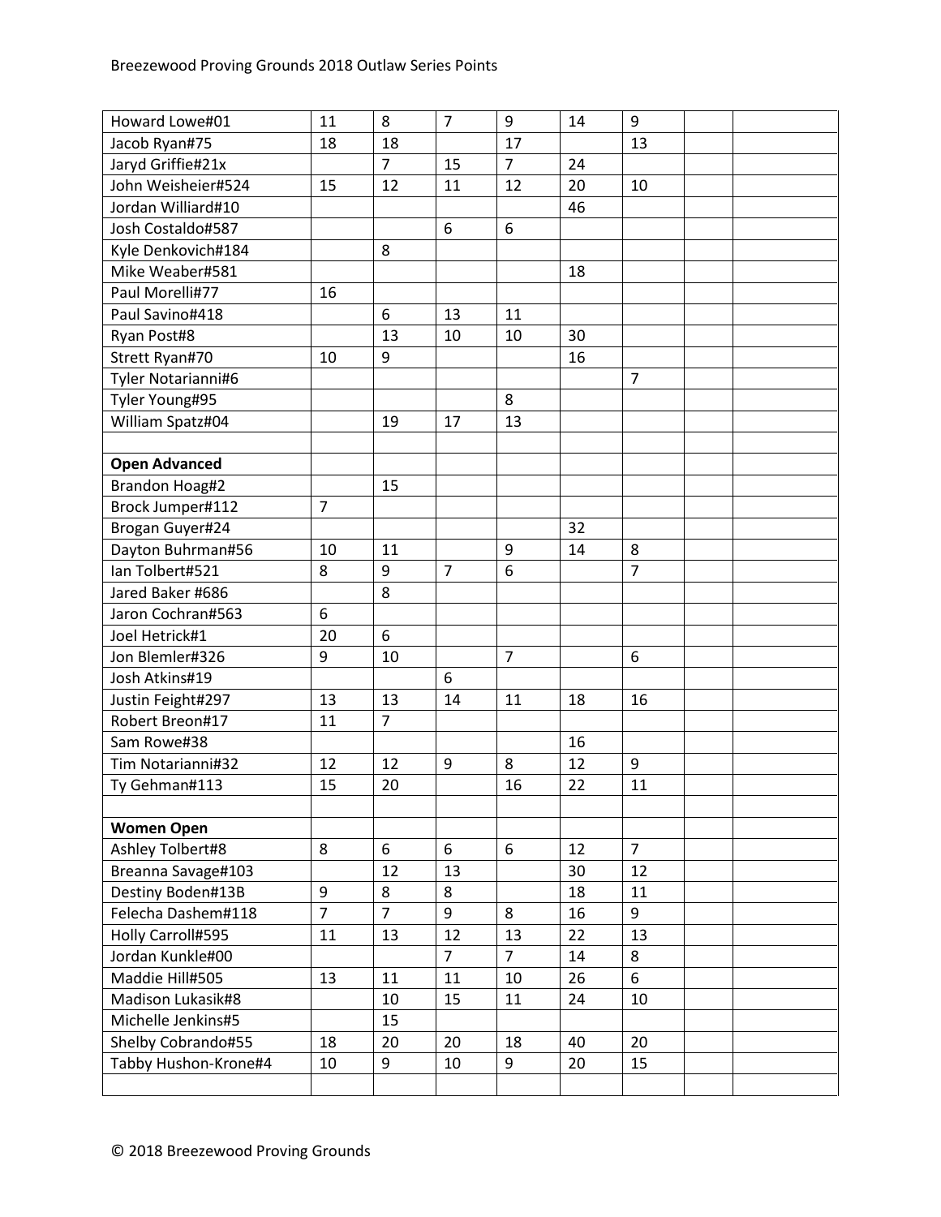| | | | | | | | | |
|---|---|---|---|---|---|---|---|---|
| Howard Lowe#01 | 11 | 8 | 7 | 9 | 14 | 9 | | |
| Jacob Ryan#75 | 18 | 18 | | 17 | | 13 | | |
| Jaryd Griffie#21x | | 7 | 15 | 7 | 24 | | | |
| John Weisheier#524 | 15 | 12 | 11 | 12 | 20 | 10 | | |
| Jordan Williard#10 | | | | | 46 | | | |
| Josh Costaldo#587 | | | 6 | 6 | | | | |
| Kyle Denkovich#184 | | 8 | | | | | | |
| Mike Weaber#581 | | | | | 18 | | | |
| Paul Morelli#77 | 16 | | | | | | | |
| Paul Savino#418 | | 6 | 13 | 11 | | | | |
| Ryan Post#8 | | 13 | 10 | 10 | 30 | | | |
| Strett Ryan#70 | 10 | 9 | | | 16 | | | |
| Tyler Notarianni#6 | | | | | | 7 | | |
| Tyler Young#95 | | | | 8 | | | | |
| William Spatz#04 | | 19 | 17 | 13 | | | | |
| | | | | | | | | |
| **Open Advanced** | | | | | | | | |
| Brandon Hoag#2 | | 15 | | | | | | |
| Brock Jumper#112 | 7 | | | | | | | |
| Brogan Guyer#24 | | | | | 32 | | | |
| Dayton Buhrman#56 | 10 | 11 | | 9 | 14 | 8 | | |
| Ian Tolbert#521 | 8 | 9 | 7 | 6 | | 7 | | |
| Jared Baker #686 | | 8 | | | | | | |
| Jaron Cochran#563 | 6 | | | | | | | |
| Joel Hetrick#1 | 20 | 6 | | | | | | |
| Jon Blemler#326 | 9 | 10 | | 7 | | 6 | | |
| Josh Atkins#19 | | | 6 | | | | | |
| Justin Feight#297 | 13 | 13 | 14 | 11 | 18 | 16 | | |
| Robert Breon#17 | 11 | 7 | | | | | | |
| Sam Rowe#38 | | | | | 16 | | | |
| Tim Notarianni#32 | 12 | 12 | 9 | 8 | 12 | 9 | | |
| Ty Gehman#113 | 15 | 20 | | 16 | 22 | 11 | | |
| | | | | | | | | |
| **Women Open** | | | | | | | | |
| Ashley Tolbert#8 | 8 | 6 | 6 | 6 | 12 | 7 | | |
| Breanna Savage#103 | | 12 | 13 | | 30 | 12 | | |
| Destiny Boden#13B | 9 | 8 | 8 | | 18 | 11 | | |
| Felecha Dashem#118 | 7 | 7 | 9 | 8 | 16 | 9 | | |
| Holly Carroll#595 | 11 | 13 | 12 | 13 | 22 | 13 | | |
| Jordan Kunkle#00 | | | 7 | 7 | 14 | 8 | | |
| Maddie Hill#505 | 13 | 11 | 11 | 10 | 26 | 6 | | |
| Madison Lukasik#8 | | 10 | 15 | 11 | 24 | 10 | | |
| Michelle Jenkins#5 | | 15 | | | | | | |
| Shelby Cobrando#55 | 18 | 20 | 20 | 18 | 40 | 20 | | |
| Tabby Hushon-Krone#4 | 10 | 9 | 10 | 9 | 20 | 15 | | |
| | | | | | | | | |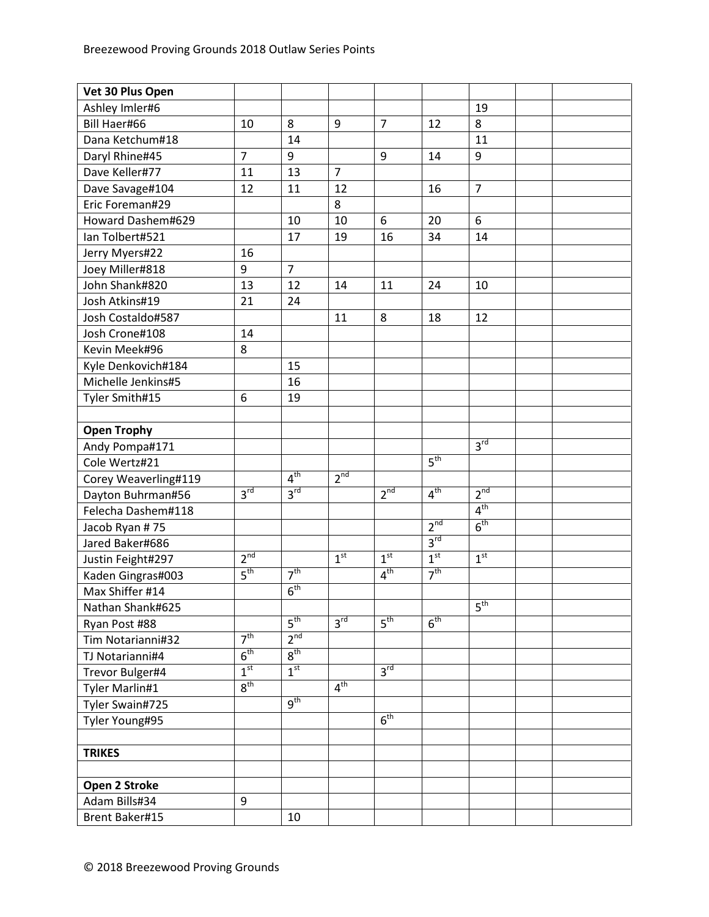| Vet 30 Plus Open | | | | | | | | |
|---|---|---|---|---|---|---|---|---|
| Ashley Imler#6 | | | | | | 19 | | |
| Bill Haer#66 | 10 | 8 | 9 | 7 | 12 | 8 | | |
| Dana Ketchum#18 | | 14 | | | | 11 | | |
| Daryl Rhine#45 | 7 | 9 | | 9 | 14 | 9 | | |
| Dave Keller#77 | 11 | 13 | 7 | | | | | |
| Dave Savage#104 | 12 | 11 | 12 | | 16 | 7 | | |
| Eric Foreman#29 | | | 8 | | | | | |
| Howard Dashem#629 | | 10 | 10 | 6 | 20 | 6 | | |
| Ian Tolbert#521 | | 17 | 19 | 16 | 34 | 14 | | |
| Jerry Myers#22 | 16 | | | | | | | |
| Joey Miller#818 | 9 | 7 | | | | | | |
| John Shank#820 | 13 | 12 | 14 | 11 | 24 | 10 | | |
| Josh Atkins#19 | 21 | 24 | | | | | | |
| Josh Costaldo#587 | | | 11 | 8 | 18 | 12 | | |
| Josh Crone#108 | 14 | | | | | | | |
| Kevin Meek#96 | 8 | | | | | | | |
| Kyle Denkovich#184 | | 15 | | | | | | |
| Michelle Jenkins#5 | | 16 | | | | | | |
| Tyler Smith#15 | 6 | 19 | | | | | | |
| | | | | | | | | |
| **Open Trophy** | | | | | | | | |
| Andy Pompa#171 | | | | | | 3rd | | |
| Cole Wertz#21 | | | | | 5th | | | |
| Corey Weaverling#119 | | 4th | 2nd | | | | | |
| Dayton Buhrman#56 | 3rd | 3rd | | 2nd | 4th | 2nd | | |
| Felecha Dashem#118 | | | | | | 4th | | |
| Jacob Ryan # 75 | | | | | 2nd | 6th | | |
| Jared Baker#686 | | | | | 3rd | | | |
| Justin Feight#297 | 2nd | | 1st | 1st | 1st | 1st | | |
| Kaden Gingras#003 | 5th | 7th | | 4th | 7th | | | |
| Max Shiffer #14 | | 6th | | | | | | |
| Nathan Shank#625 | | | | | | 5th | | |
| Ryan Post #88 | | 5th | 3rd | 5th | 6th | | | |
| Tim Notarianni#32 | 7th | 2nd | | | | | | |
| TJ Notarianni#4 | 6th | 8th | | | | | | |
| Trevor Bulger#4 | 1st | 1st | | 3rd | | | | |
| Tyler Marlin#1 | 8th | | 4th | | | | | |
| Tyler Swain#725 | | 9th | | | | | | |
| Tyler Young#95 | | | | 6th | | | | |
| | | | | | | | | |
| **TRIKES** | | | | | | | | |
| | | | | | | | | |
| **Open 2 Stroke** | | | | | | | | |
| Adam Bills#34 | 9 | | | | | | | |
| Brent Baker#15 | | 10 | | | | | | |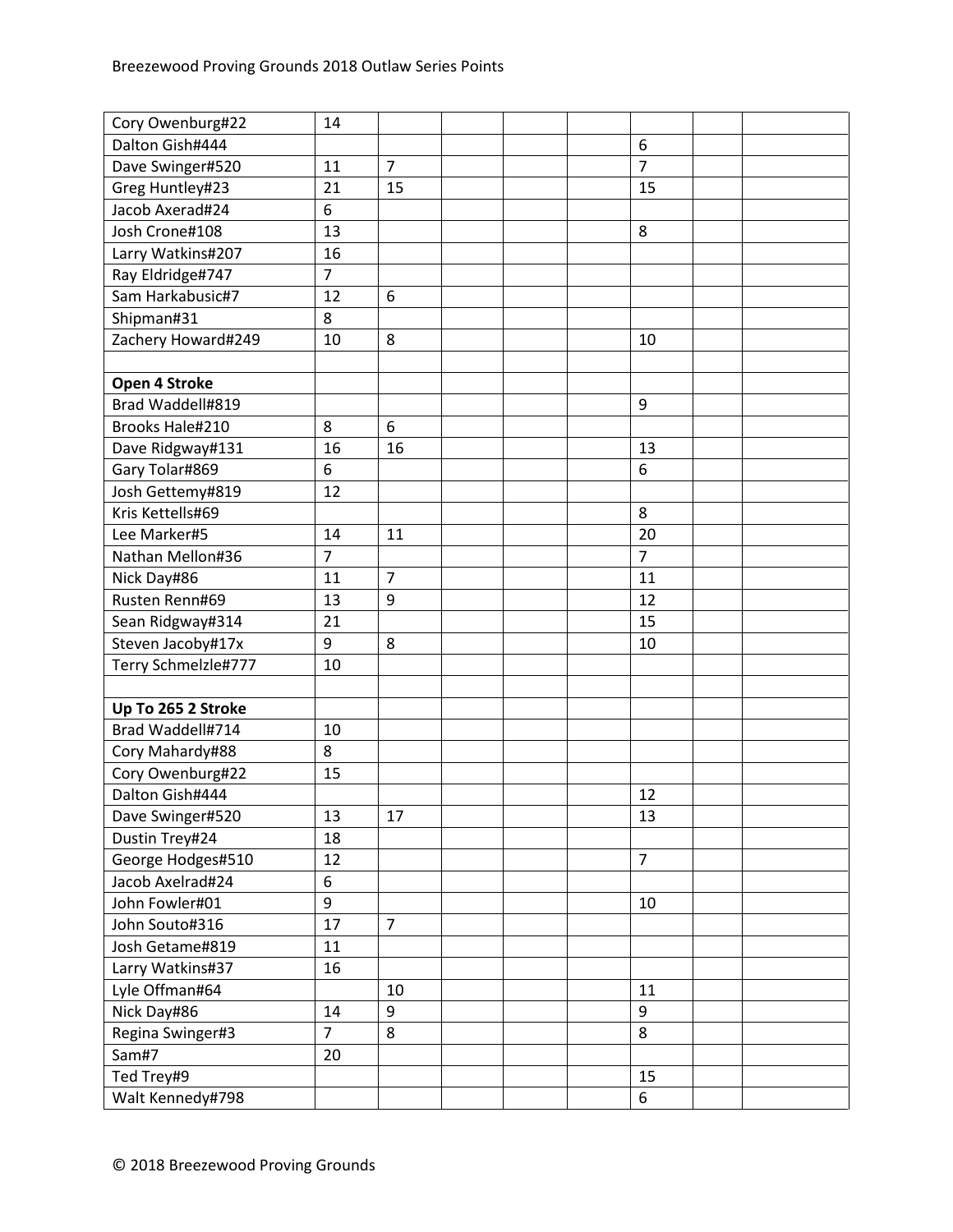| | | | | | | | | |
|---|---|---|---|---|---|---|---|---|
| Cory Owenburg#22 | 14 | | | | | | | |
| Dalton Gish#444 | | | | | | 6 | | |
| Dave Swinger#520 | 11 | 7 | | | | 7 | | |
| Greg Huntley#23 | 21 | 15 | | | | 15 | | |
| Jacob Axerad#24 | 6 | | | | | | | |
| Josh Crone#108 | 13 | | | | | 8 | | |
| Larry Watkins#207 | 16 | | | | | | | |
| Ray Eldridge#747 | 7 | | | | | | | |
| Sam Harkabusic#7 | 12 | 6 | | | | | | |
| Shipman#31 | 8 | | | | | | | |
| Zachery Howard#249 | 10 | 8 | | | | 10 | | |
| | | | | | | | | |
| **Open 4 Stroke** | | | | | | | | |
| Brad Waddell#819 | | | | | | 9 | | |
| Brooks Hale#210 | 8 | 6 | | | | | | |
| Dave Ridgway#131 | 16 | 16 | | | | 13 | | |
| Gary Tolar#869 | 6 | | | | | 6 | | |
| Josh Gettemy#819 | 12 | | | | | | | |
| Kris Kettells#69 | | | | | | 8 | | |
| Lee Marker#5 | 14 | 11 | | | | 20 | | |
| Nathan Mellon#36 | 7 | | | | | 7 | | |
| Nick Day#86 | 11 | 7 | | | | 11 | | |
| Rusten Renn#69 | 13 | 9 | | | | 12 | | |
| Sean Ridgway#314 | 21 | | | | | 15 | | |
| Steven Jacoby#17x | 9 | 8 | | | | 10 | | |
| Terry Schmelzle#777 | 10 | | | | | | | |
| | | | | | | | | |
| **Up To 265 2 Stroke** | | | | | | | | |
| Brad Waddell#714 | 10 | | | | | | | |
| Cory Mahardy#88 | 8 | | | | | | | |
| Cory Owenburg#22 | 15 | | | | | | | |
| Dalton Gish#444 | | | | | | 12 | | |
| Dave Swinger#520 | 13 | 17 | | | | 13 | | |
| Dustin Trey#24 | 18 | | | | | | | |
| George Hodges#510 | 12 | | | | | 7 | | |
| Jacob Axelrad#24 | 6 | | | | | | | |
| John Fowler#01 | 9 | | | | | 10 | | |
| John Souto#316 | 17 | 7 | | | | | | |
| Josh Getame#819 | 11 | | | | | | | |
| Larry Watkins#37 | 16 | | | | | | | |
| Lyle Offman#64 | | 10 | | | | 11 | | |
| Nick Day#86 | 14 | 9 | | | | 9 | | |
| Regina Swinger#3 | 7 | 8 | | | | 8 | | |
| Sam#7 | 20 | | | | | | | |
| Ted Trey#9 | | | | | | 15 | | |
| Walt Kennedy#798 | | | | | | 6 | | |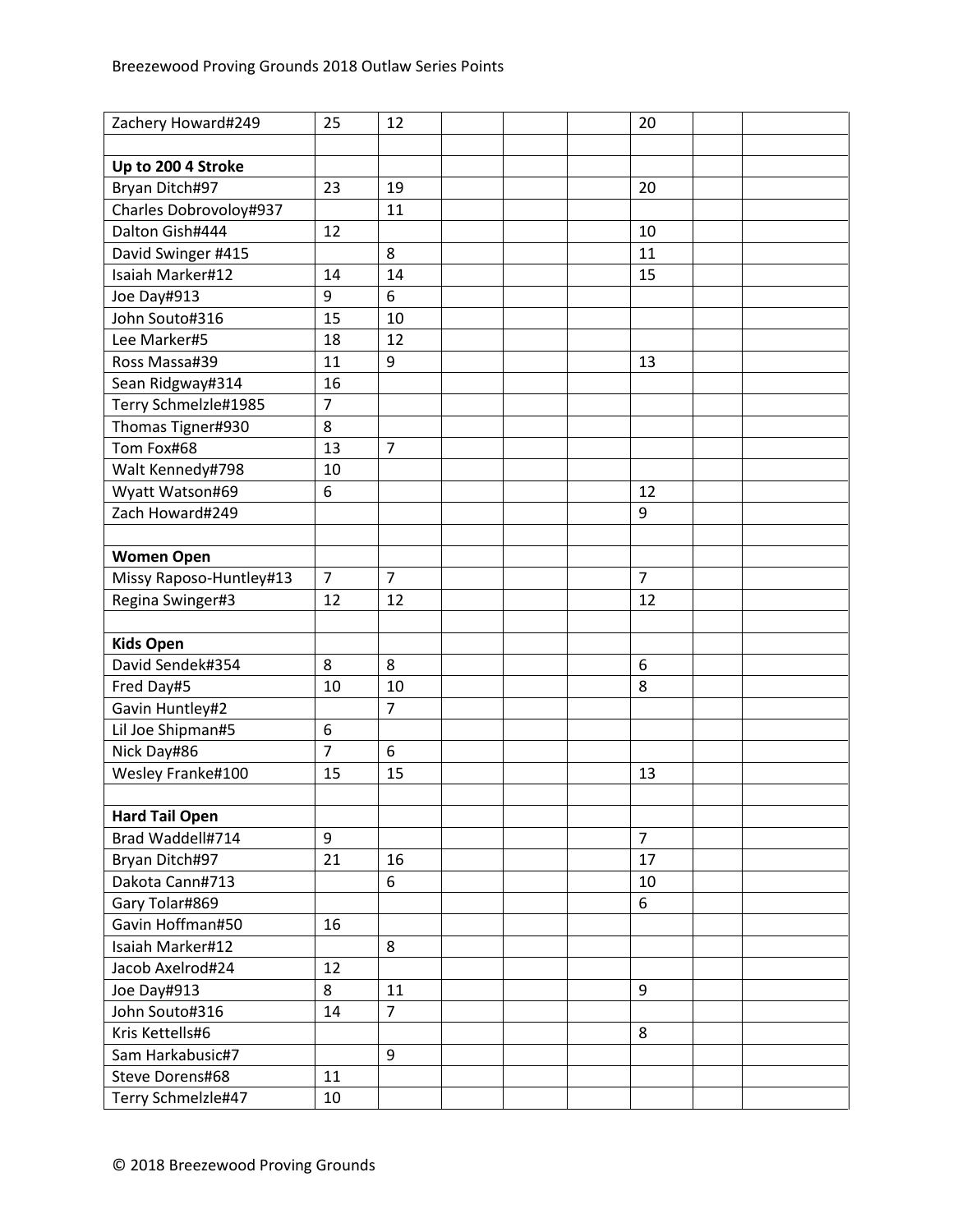| | | | | | | | | |
|---|---|---|---|---|---|---|---|---|
| Zachery Howard#249 | 25 | 12 | | | | 20 | | |
| | | | | | | | | |
| **Up to 200 4 Stroke** | | | | | | | | |
| Bryan Ditch#97 | 23 | 19 | | | | 20 | | |
| Charles Dobrovoloy#937 | | 11 | | | | | | |
| Dalton Gish#444 | 12 | | | | | 10 | | |
| David Swinger #415 | | 8 | | | | 11 | | |
| Isaiah Marker#12 | 14 | 14 | | | | 15 | | |
| Joe Day#913 | 9 | 6 | | | | | | |
| John Souto#316 | 15 | 10 | | | | | | |
| Lee Marker#5 | 18 | 12 | | | | | | |
| Ross Massa#39 | 11 | 9 | | | | 13 | | |
| Sean Ridgway#314 | 16 | | | | | | | |
| Terry Schmelzle#1985 | 7 | | | | | | | |
| Thomas Tigner#930 | 8 | | | | | | | |
| Tom Fox#68 | 13 | 7 | | | | | | |
| Walt Kennedy#798 | 10 | | | | | | | |
| Wyatt Watson#69 | 6 | | | | | 12 | | |
| Zach Howard#249 | | | | | | 9 | | |
| | | | | | | | | |
| **Women Open** | | | | | | | | |
| Missy Raposo-Huntley#13 | 7 | 7 | | | | 7 | | |
| Regina Swinger#3 | 12 | 12 | | | | 12 | | |
| | | | | | | | | |
| **Kids Open** | | | | | | | | |
| David Sendek#354 | 8 | 8 | | | | 6 | | |
| Fred Day#5 | 10 | 10 | | | | 8 | | |
| Gavin Huntley#2 | | 7 | | | | | | |
| Lil Joe Shipman#5 | 6 | | | | | | | |
| Nick Day#86 | 7 | 6 | | | | | | |
| Wesley Franke#100 | 15 | 15 | | | | 13 | | |
| | | | | | | | | |
| **Hard Tail Open** | | | | | | | | |
| Brad Waddell#714 | 9 | | | | | 7 | | |
| Bryan Ditch#97 | 21 | 16 | | | | 17 | | |
| Dakota Cann#713 | | 6 | | | | 10 | | |
| Gary Tolar#869 | | | | | | 6 | | |
| Gavin Hoffman#50 | 16 | | | | | | | |
| Isaiah Marker#12 | | 8 | | | | | | |
| Jacob Axelrod#24 | 12 | | | | | | | |
| Joe Day#913 | 8 | 11 | | | | 9 | | |
| John Souto#316 | 14 | 7 | | | | | | |
| Kris Kettells#6 | | | | | | 8 | | |
| Sam Harkabusic#7 | | 9 | | | | | | |
| Steve Dorens#68 | 11 | | | | | | | |
| Terry Schmelzle#47 | 10 | | | | | | | |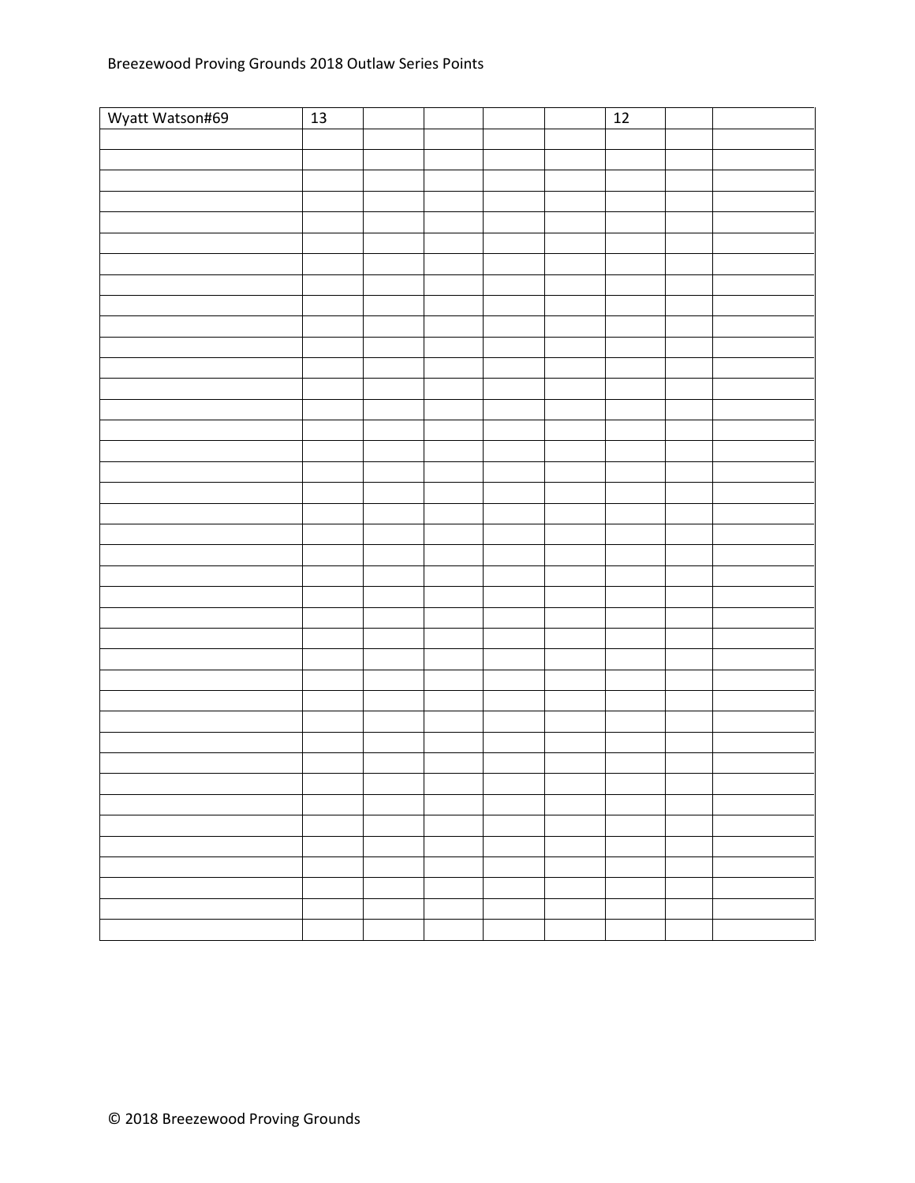| | | | | | | | | |
|---|---|---|---|---|---|---|---|---|
| Wyatt Watson#69 | 13 | | | | | 12 | | |